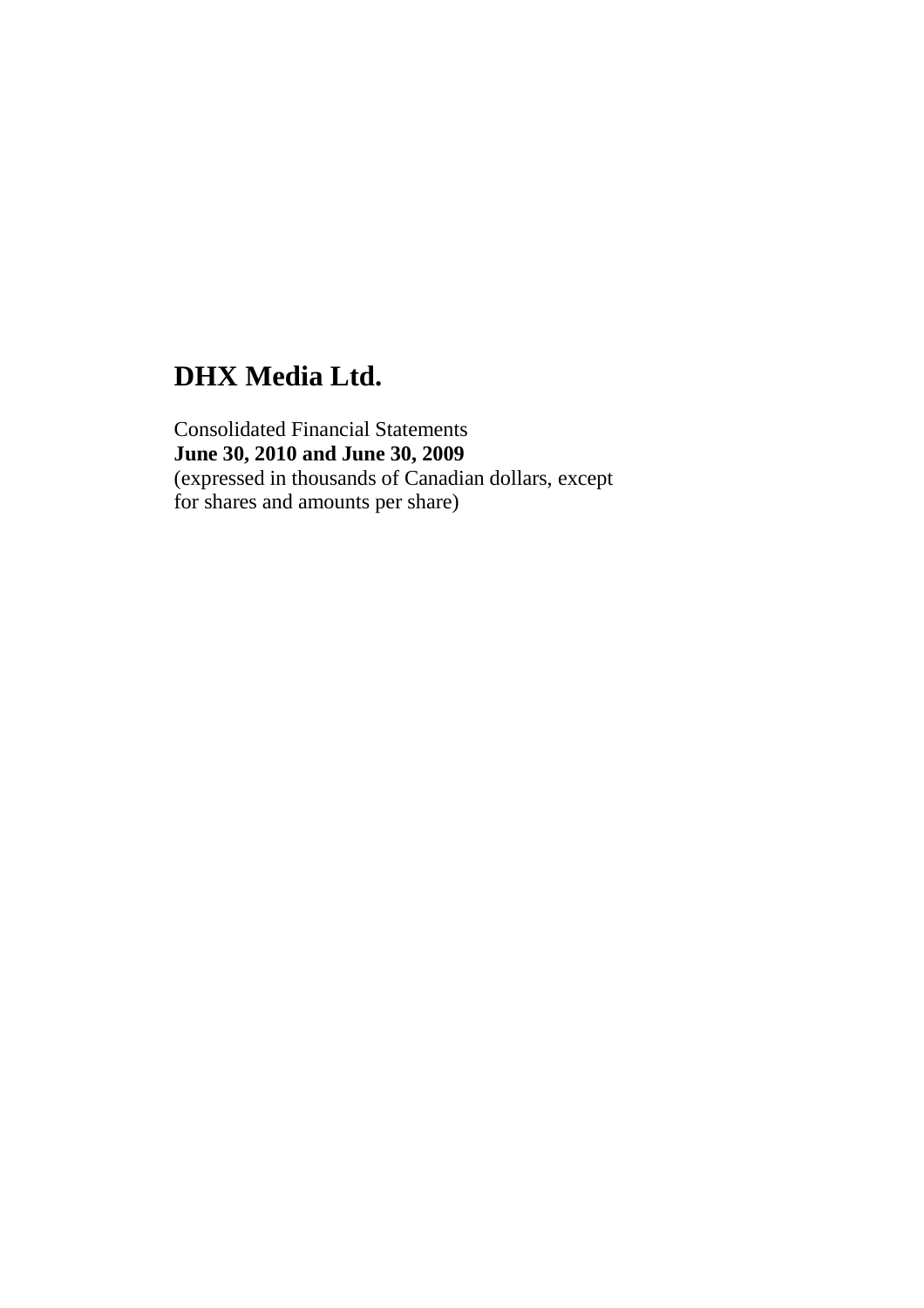# DHX Media Ltd.

Consolidated Financial Statements
**June 30, 2010 and June 30, 2009**
(expressed in thousands of Canadian dollars, except for shares and amounts per share)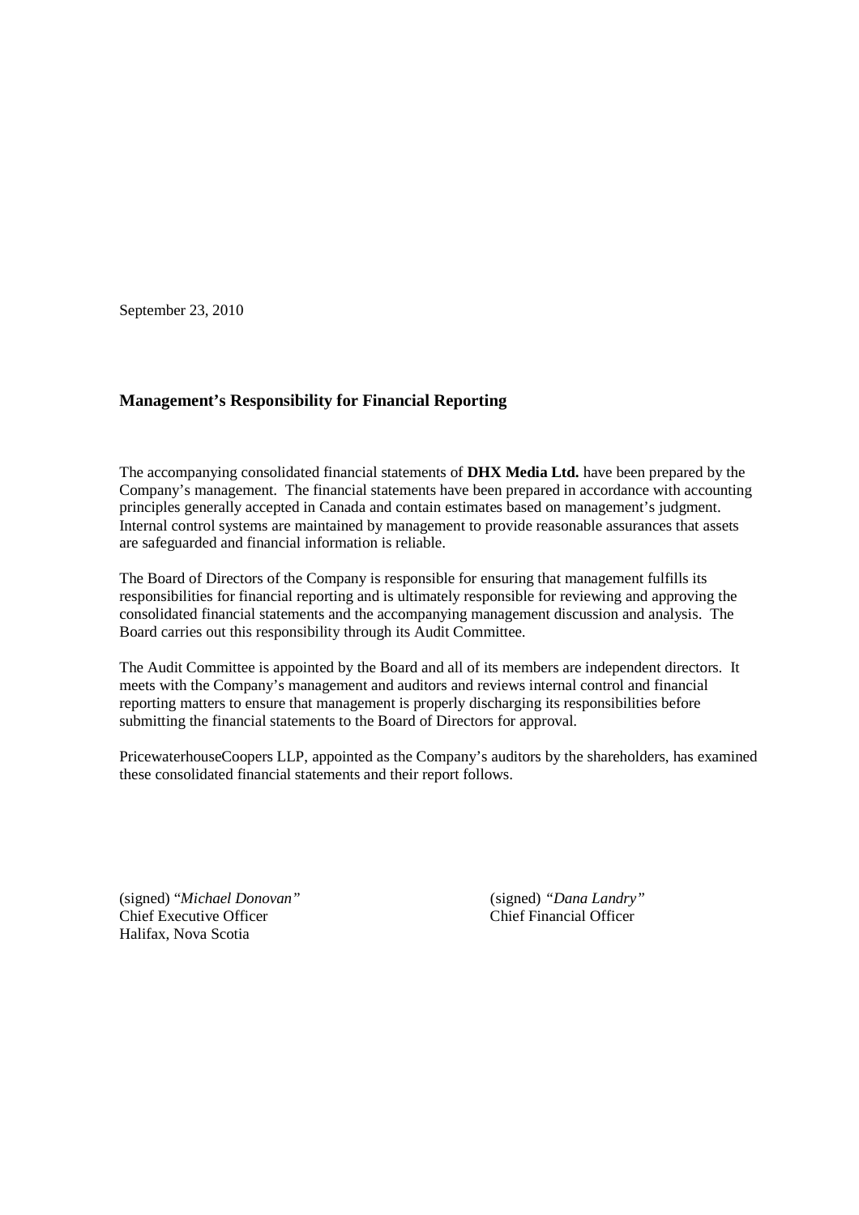September 23, 2010

## Management's Responsibility for Financial Reporting

The accompanying consolidated financial statements of **DHX Media Ltd.** have been prepared by the Company's management. The financial statements have been prepared in accordance with accounting principles generally accepted in Canada and contain estimates based on management's judgment. Internal control systems are maintained by management to provide reasonable assurances that assets are safeguarded and financial information is reliable.

The Board of Directors of the Company is responsible for ensuring that management fulfills its responsibilities for financial reporting and is ultimately responsible for reviewing and approving the consolidated financial statements and the accompanying management discussion and analysis. The Board carries out this responsibility through its Audit Committee.

The Audit Committee is appointed by the Board and all of its members are independent directors. It meets with the Company's management and auditors and reviews internal control and financial reporting matters to ensure that management is properly discharging its responsibilities before submitting the financial statements to the Board of Directors for approval.

PricewaterhouseCoopers LLP, appointed as the Company's auditors by the shareholders, has examined these consolidated financial statements and their report follows.

(signed) "*Michael Donovan*"
Chief Executive Officer
Halifax, Nova Scotia

(signed) *"Dana Landry"*
Chief Financial Officer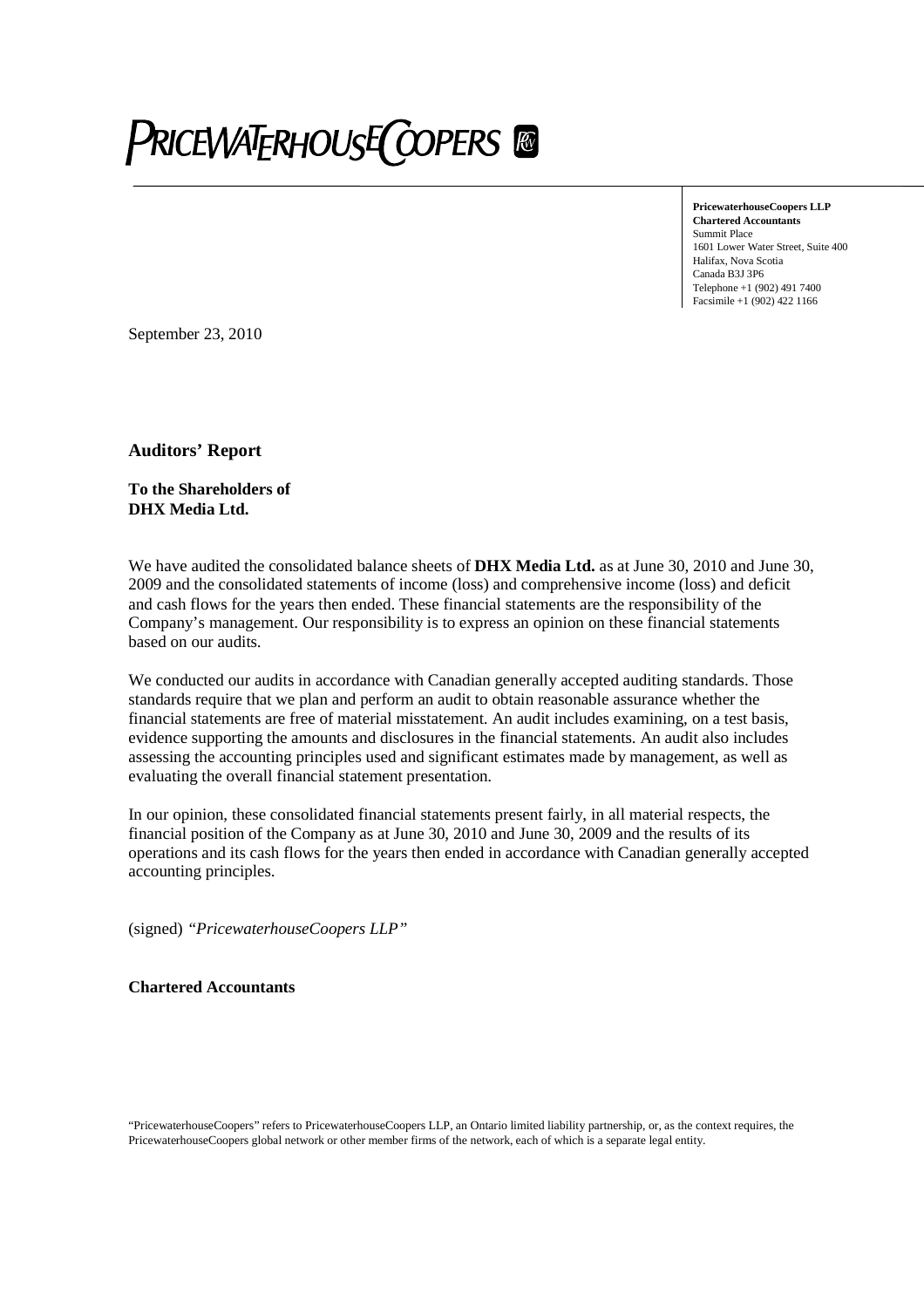**PRICEWATERHOUSECOOPERS**

**PricewaterhouseCoopers LLP**
**Chartered Accountants**
Summit Place
1601 Lower Water Street, Suite 400
Halifax, Nova Scotia
Canada B3J 3P6
Telephone +1 (902) 491 7400
Facsimile +1 (902) 422 1166

September 23, 2010

## Auditors' Report

**To the Shareholders of**
**DHX Media Ltd.**

We have audited the consolidated balance sheets of **DHX Media Ltd.** as at June 30, 2010 and June 30, 2009 and the consolidated statements of income (loss) and comprehensive income (loss) and deficit and cash flows for the years then ended. These financial statements are the responsibility of the Company's management. Our responsibility is to express an opinion on these financial statements based on our audits.

We conducted our audits in accordance with Canadian generally accepted auditing standards. Those standards require that we plan and perform an audit to obtain reasonable assurance whether the financial statements are free of material misstatement. An audit includes examining, on a test basis, evidence supporting the amounts and disclosures in the financial statements. An audit also includes assessing the accounting principles used and significant estimates made by management, as well as evaluating the overall financial statement presentation.

In our opinion, these consolidated financial statements present fairly, in all material respects, the financial position of the Company as at June 30, 2010 and June 30, 2009 and the results of its operations and its cash flows for the years then ended in accordance with Canadian generally accepted accounting principles.

(signed) *"PricewaterhouseCoopers LLP"*

**Chartered Accountants**

"PricewaterhouseCoopers" refers to PricewaterhouseCoopers LLP, an Ontario limited liability partnership, or, as the context requires, the PricewaterhouseCoopers global network or other member firms of the network, each of which is a separate legal entity.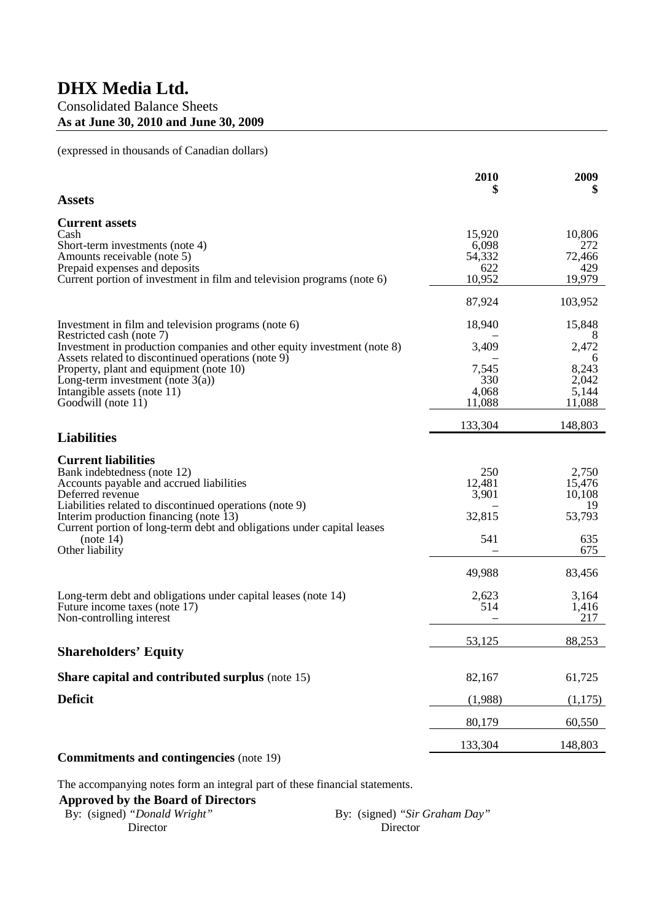# DHX Media Ltd.

Consolidated Balance Sheets

**As at June 30, 2010 and June 30, 2009**

(expressed in thousands of Canadian dollars)

| | 2010 $ | 2009 $ |
|---|---|---|
| **Assets** | | |
| **Current assets** | | |
| Cash | 15,920 | 10,806 |
| Short-term investments (note 4) | 6,098 | 272 |
| Amounts receivable (note 5) | 54,332 | 72,466 |
| Prepaid expenses and deposits | 622 | 429 |
| Current portion of investment in film and television programs (note 6) | 10,952 | 19,979 |
| | 87,924 | 103,952 |
| Investment in film and television programs (note 6) | 18,940 | 15,848 |
| Restricted cash (note 7) | – | 8 |
| Investment in production companies and other equity investment (note 8) | 3,409 | 2,472 |
| Assets related to discontinued operations (note 9) | – | 6 |
| Property, plant and equipment (note 10) | 7,545 | 8,243 |
| Long-term investment (note 3(a)) | 330 | 2,042 |
| Intangible assets (note 11) | 4,068 | 5,144 |
| Goodwill (note 11) | 11,088 | 11,088 |
| | 133,304 | 148,803 |
| **Liabilities** | | |
| **Current liabilities** | | |
| Bank indebtedness (note 12) | 250 | 2,750 |
| Accounts payable and accrued liabilities | 12,481 | 15,476 |
| Deferred revenue | 3,901 | 10,108 |
| Liabilities related to discontinued operations (note 9) | – | 19 |
| Interim production financing (note 13) | 32,815 | 53,793 |
| Current portion of long-term debt and obligations under capital leases (note 14) | 541 | 635 |
| Other liability | – | 675 |
| | 49,988 | 83,456 |
| Long-term debt and obligations under capital leases (note 14) | 2,623 | 3,164 |
| Future income taxes (note 17) | 514 | 1,416 |
| Non-controlling interest | – | 217 |
| | 53,125 | 88,253 |
| **Shareholders' Equity** | | |
| **Share capital and contributed surplus** (note 15) | 82,167 | 61,725 |
| **Deficit** | (1,988) | (1,175) |
| | 80,179 | 60,550 |
| | 133,304 | 148,803 |

**Commitments and contingencies** (note 19)

The accompanying notes form an integral part of these financial statements.

**Approved by the Board of Directors**

By: (signed) *"Donald Wright"*
Director

By: (signed) *"Sir Graham Day"*
Director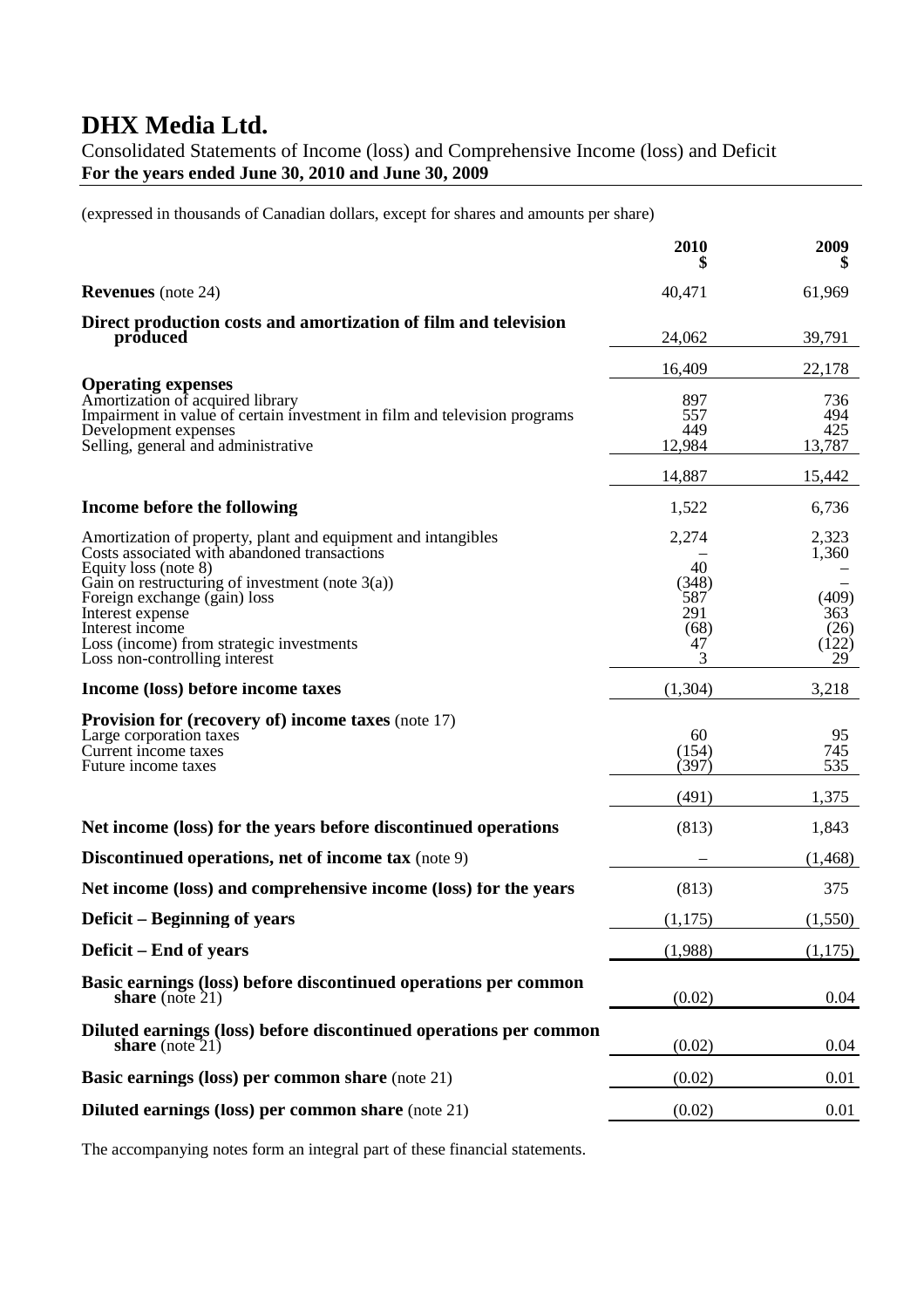# DHX Media Ltd.

Consolidated Statements of Income (loss) and Comprehensive Income (loss) and Deficit
**For the years ended June 30, 2010 and June 30, 2009**

(expressed in thousands of Canadian dollars, except for shares and amounts per share)

| | 2010 $ | 2009 $ |
|---|---|---|
| **Revenues** (note 24) | 40,471 | 61,969 |
| **Direct production costs and amortization of film and television produced** | 24,062 | 39,791 |
| | 16,409 | 22,178 |
| **Operating expenses** | | |
| Amortization of acquired library | 897 | 736 |
| Impairment in value of certain investment in film and television programs | 557 | 494 |
| Development expenses | 449 | 425 |
| Selling, general and administrative | 12,984 | 13,787 |
| | 14,887 | 15,442 |
| **Income before the following** | 1,522 | 6,736 |
| Amortization of property, plant and equipment and intangibles | 2,274 | 2,323 |
| Costs associated with abandoned transactions | – | 1,360 |
| Equity loss (note 8) | 40 | – |
| Gain on restructuring of investment (note 3(a)) | (348) | – |
| Foreign exchange (gain) loss | 587 | (409) |
| Interest expense | 291 | 363 |
| Interest income | (68) | (26) |
| Loss (income) from strategic investments | 47 | (122) |
| Loss non-controlling interest | 3 | 29 |
| **Income (loss) before income taxes** | (1,304) | 3,218 |
| **Provision for (recovery of) income taxes** (note 17) | | |
| Large corporation taxes | 60 | 95 |
| Current income taxes | (154) | 745 |
| Future income taxes | (397) | 535 |
| | (491) | 1,375 |
| **Net income (loss) for the years before discontinued operations** | (813) | 1,843 |
| **Discontinued operations, net of income tax** (note 9) | – | (1,468) |
| **Net income (loss) and comprehensive income (loss) for the years** | (813) | 375 |
| **Deficit – Beginning of years** | (1,175) | (1,550) |
| **Deficit – End of years** | (1,988) | (1,175) |
| **Basic earnings (loss) before discontinued operations per common share** (note 21) | (0.02) | 0.04 |
| **Diluted earnings (loss) before discontinued operations per common share** (note 21) | (0.02) | 0.04 |
| **Basic earnings (loss) per common share** (note 21) | (0.02) | 0.01 |
| **Diluted earnings (loss) per common share** (note 21) | (0.02) | 0.01 |

The accompanying notes form an integral part of these financial statements.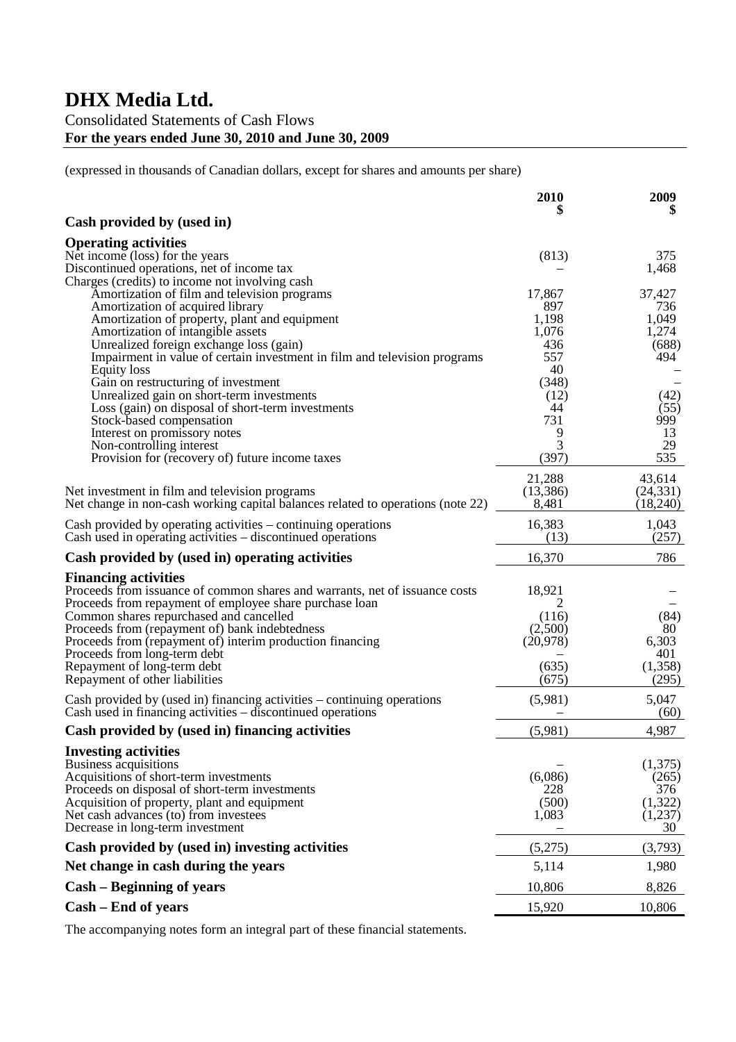# DHX Media Ltd.

Consolidated Statements of Cash Flows
**For the years ended June 30, 2010 and June 30, 2009**

(expressed in thousands of Canadian dollars, except for shares and amounts per share)

| | 2010 $ | 2009 $ |
|---|---|---|
| **Cash provided by (used in)** | | |
| **Operating activities** | | |
| Net income (loss) for the years | (813) | 375 |
| Discontinued operations, net of income tax | – | 1,468 |
| Charges (credits) to income not involving cash | | |
| Amortization of film and television programs | 17,867 | 37,427 |
| Amortization of acquired library | 897 | 736 |
| Amortization of property, plant and equipment | 1,198 | 1,049 |
| Amortization of intangible assets | 1,076 | 1,274 |
| Unrealized foreign exchange loss (gain) | 436 | (688) |
| Impairment in value of certain investment in film and television programs | 557 | 494 |
| Equity loss | 40 | – |
| Gain on restructuring of investment | (348) | – |
| Unrealized gain on short-term investments | (12) | (42) |
| Loss (gain) on disposal of short-term investments | 44 | (55) |
| Stock-based compensation | 731 | 999 |
| Interest on promissory notes | 9 | 13 |
| Non-controlling interest | 3 | 29 |
| Provision for (recovery of) future income taxes | (397) | 535 |
| | 21,288 | 43,614 |
| Net investment in film and television programs | (13,386) | (24,331) |
| Net change in non-cash working capital balances related to operations (note 22) | 8,481 | (18,240) |
| Cash provided by operating activities – continuing operations | 16,383 | 1,043 |
| Cash used in operating activities – discontinued operations | (13) | (257) |
| **Cash provided by (used in) operating activities** | 16,370 | 786 |
| **Financing activities** | | |
| Proceeds from issuance of common shares and warrants, net of issuance costs | 18,921 | – |
| Proceeds from repayment of employee share purchase loan | 2 | – |
| Common shares repurchased and cancelled | (116) | (84) |
| Proceeds from (repayment of) bank indebtedness | (2,500) | 80 |
| Proceeds from (repayment of) interim production financing | (20,978) | 6,303 |
| Proceeds from long-term debt | – | 401 |
| Repayment of long-term debt | (635) | (1,358) |
| Repayment of other liabilities | (675) | (295) |
| Cash provided by (used in) financing activities – continuing operations | (5,981) | 5,047 |
| Cash used in financing activities – discontinued operations | – | (60) |
| **Cash provided by (used in) financing activities** | (5,981) | 4,987 |
| **Investing activities** | | |
| Business acquisitions | – | (1,375) |
| Acquisitions of short-term investments | (6,086) | (265) |
| Proceeds on disposal of short-term investments | 228 | 376 |
| Acquisition of property, plant and equipment | (500) | (1,322) |
| Net cash advances (to) from investees | 1,083 | (1,237) |
| Decrease in long-term investment | – | 30 |
| **Cash provided by (used in) investing activities** | (5,275) | (3,793) |
| **Net change in cash during the years** | 5,114 | 1,980 |
| **Cash – Beginning of years** | 10,806 | 8,826 |
| **Cash – End of years** | 15,920 | 10,806 |

The accompanying notes form an integral part of these financial statements.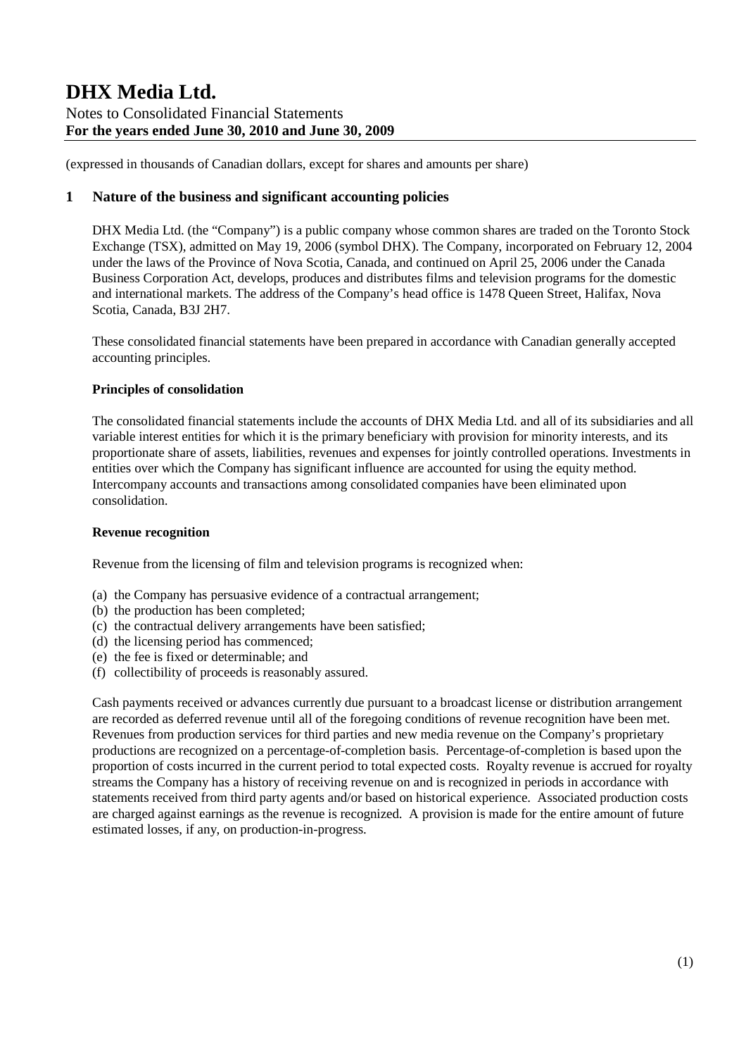# DHX Media Ltd.

Notes to Consolidated Financial Statements
**For the years ended June 30, 2010 and June 30, 2009**

(expressed in thousands of Canadian dollars, except for shares and amounts per share)

## 1 Nature of the business and significant accounting policies

DHX Media Ltd. (the "Company") is a public company whose common shares are traded on the Toronto Stock Exchange (TSX), admitted on May 19, 2006 (symbol DHX). The Company, incorporated on February 12, 2004 under the laws of the Province of Nova Scotia, Canada, and continued on April 25, 2006 under the Canada Business Corporation Act, develops, produces and distributes films and television programs for the domestic and international markets. The address of the Company's head office is 1478 Queen Street, Halifax, Nova Scotia, Canada, B3J 2H7.

These consolidated financial statements have been prepared in accordance with Canadian generally accepted accounting principles.

### Principles of consolidation

The consolidated financial statements include the accounts of DHX Media Ltd. and all of its subsidiaries and all variable interest entities for which it is the primary beneficiary with provision for minority interests, and its proportionate share of assets, liabilities, revenues and expenses for jointly controlled operations. Investments in entities over which the Company has significant influence are accounted for using the equity method. Intercompany accounts and transactions among consolidated companies have been eliminated upon consolidation.

### Revenue recognition

Revenue from the licensing of film and television programs is recognized when:

(a) the Company has persuasive evidence of a contractual arrangement;
(b) the production has been completed;
(c) the contractual delivery arrangements have been satisfied;
(d) the licensing period has commenced;
(e) the fee is fixed or determinable; and
(f) collectibility of proceeds is reasonably assured.

Cash payments received or advances currently due pursuant to a broadcast license or distribution arrangement are recorded as deferred revenue until all of the foregoing conditions of revenue recognition have been met. Revenues from production services for third parties and new media revenue on the Company's proprietary productions are recognized on a percentage-of-completion basis. Percentage-of-completion is based upon the proportion of costs incurred in the current period to total expected costs. Royalty revenue is accrued for royalty streams the Company has a history of receiving revenue on and is recognized in periods in accordance with statements received from third party agents and/or based on historical experience. Associated production costs are charged against earnings as the revenue is recognized. A provision is made for the entire amount of future estimated losses, if any, on production-in-progress.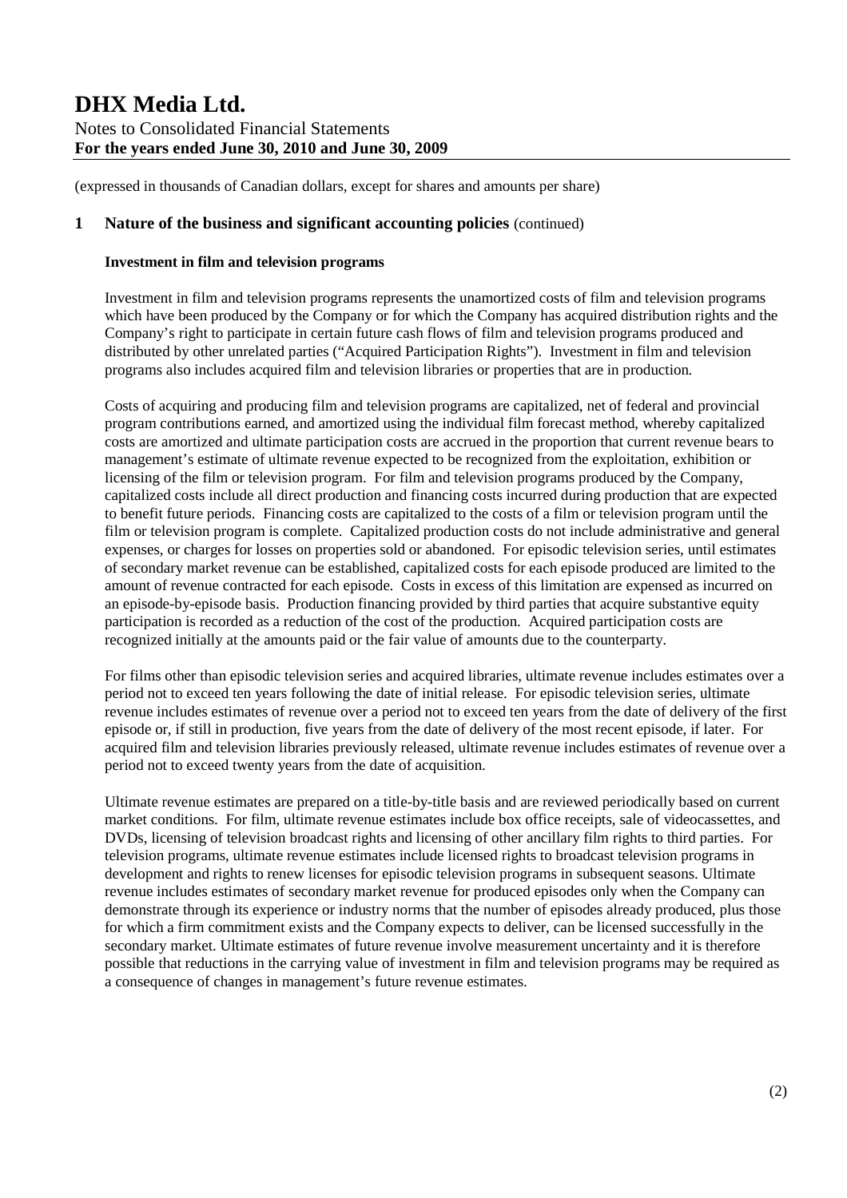(expressed in thousands of Canadian dollars, except for shares and amounts per share)

## 1 Nature of the business and significant accounting policies (continued)

### Investment in film and television programs

Investment in film and television programs represents the unamortized costs of film and television programs which have been produced by the Company or for which the Company has acquired distribution rights and the Company's right to participate in certain future cash flows of film and television programs produced and distributed by other unrelated parties ("Acquired Participation Rights"). Investment in film and television programs also includes acquired film and television libraries or properties that are in production.

Costs of acquiring and producing film and television programs are capitalized, net of federal and provincial program contributions earned, and amortized using the individual film forecast method, whereby capitalized costs are amortized and ultimate participation costs are accrued in the proportion that current revenue bears to management's estimate of ultimate revenue expected to be recognized from the exploitation, exhibition or licensing of the film or television program. For film and television programs produced by the Company, capitalized costs include all direct production and financing costs incurred during production that are expected to benefit future periods. Financing costs are capitalized to the costs of a film or television program until the film or television program is complete. Capitalized production costs do not include administrative and general expenses, or charges for losses on properties sold or abandoned. For episodic television series, until estimates of secondary market revenue can be established, capitalized costs for each episode produced are limited to the amount of revenue contracted for each episode. Costs in excess of this limitation are expensed as incurred on an episode-by-episode basis. Production financing provided by third parties that acquire substantive equity participation is recorded as a reduction of the cost of the production. Acquired participation costs are recognized initially at the amounts paid or the fair value of amounts due to the counterparty.

For films other than episodic television series and acquired libraries, ultimate revenue includes estimates over a period not to exceed ten years following the date of initial release. For episodic television series, ultimate revenue includes estimates of revenue over a period not to exceed ten years from the date of delivery of the first episode or, if still in production, five years from the date of delivery of the most recent episode, if later. For acquired film and television libraries previously released, ultimate revenue includes estimates of revenue over a period not to exceed twenty years from the date of acquisition.

Ultimate revenue estimates are prepared on a title-by-title basis and are reviewed periodically based on current market conditions. For film, ultimate revenue estimates include box office receipts, sale of videocassettes, and DVDs, licensing of television broadcast rights and licensing of other ancillary film rights to third parties. For television programs, ultimate revenue estimates include licensed rights to broadcast television programs in development and rights to renew licenses for episodic television programs in subsequent seasons. Ultimate revenue includes estimates of secondary market revenue for produced episodes only when the Company can demonstrate through its experience or industry norms that the number of episodes already produced, plus those for which a firm commitment exists and the Company expects to deliver, can be licensed successfully in the secondary market. Ultimate estimates of future revenue involve measurement uncertainty and it is therefore possible that reductions in the carrying value of investment in film and television programs may be required as a consequence of changes in management's future revenue estimates.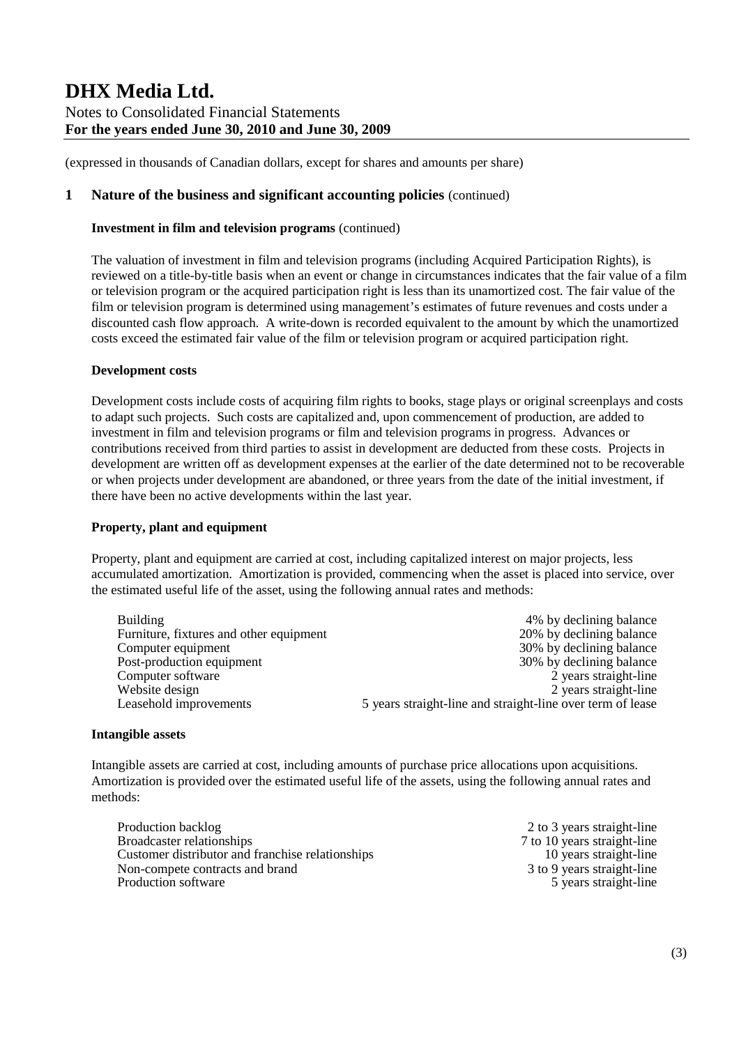(expressed in thousands of Canadian dollars, except for shares and amounts per share)

## 1 Nature of the business and significant accounting policies (continued)

**Investment in film and television programs** (continued)

The valuation of investment in film and television programs (including Acquired Participation Rights), is reviewed on a title-by-title basis when an event or change in circumstances indicates that the fair value of a film or television program or the acquired participation right is less than its unamortized cost. The fair value of the film or television program is determined using management's estimates of future revenues and costs under a discounted cash flow approach. A write-down is recorded equivalent to the amount by which the unamortized costs exceed the estimated fair value of the film or television program or acquired participation right.

**Development costs**

Development costs include costs of acquiring film rights to books, stage plays or original screenplays and costs to adapt such projects. Such costs are capitalized and, upon commencement of production, are added to investment in film and television programs or film and television programs in progress. Advances or contributions received from third parties to assist in development are deducted from these costs. Projects in development are written off as development expenses at the earlier of the date determined not to be recoverable or when projects under development are abandoned, or three years from the date of the initial investment, if there have been no active developments within the last year.

**Property, plant and equipment**

Property, plant and equipment are carried at cost, including capitalized interest on major projects, less accumulated amortization. Amortization is provided, commencing when the asset is placed into service, over the estimated useful life of the asset, using the following annual rates and methods:

| | |
|---|---|
| Building | 4% by declining balance |
| Furniture, fixtures and other equipment | 20% by declining balance |
| Computer equipment | 30% by declining balance |
| Post-production equipment | 30% by declining balance |
| Computer software | 2 years straight-line |
| Website design | 2 years straight-line |
| Leasehold improvements | 5 years straight-line and straight-line over term of lease |

**Intangible assets**

Intangible assets are carried at cost, including amounts of purchase price allocations upon acquisitions. Amortization is provided over the estimated useful life of the assets, using the following annual rates and methods:

| | |
|---|---|
| Production backlog | 2 to 3 years straight-line |
| Broadcaster relationships | 7 to 10 years straight-line |
| Customer distributor and franchise relationships | 10 years straight-line |
| Non-compete contracts and brand | 3 to 9 years straight-line |
| Production software | 5 years straight-line |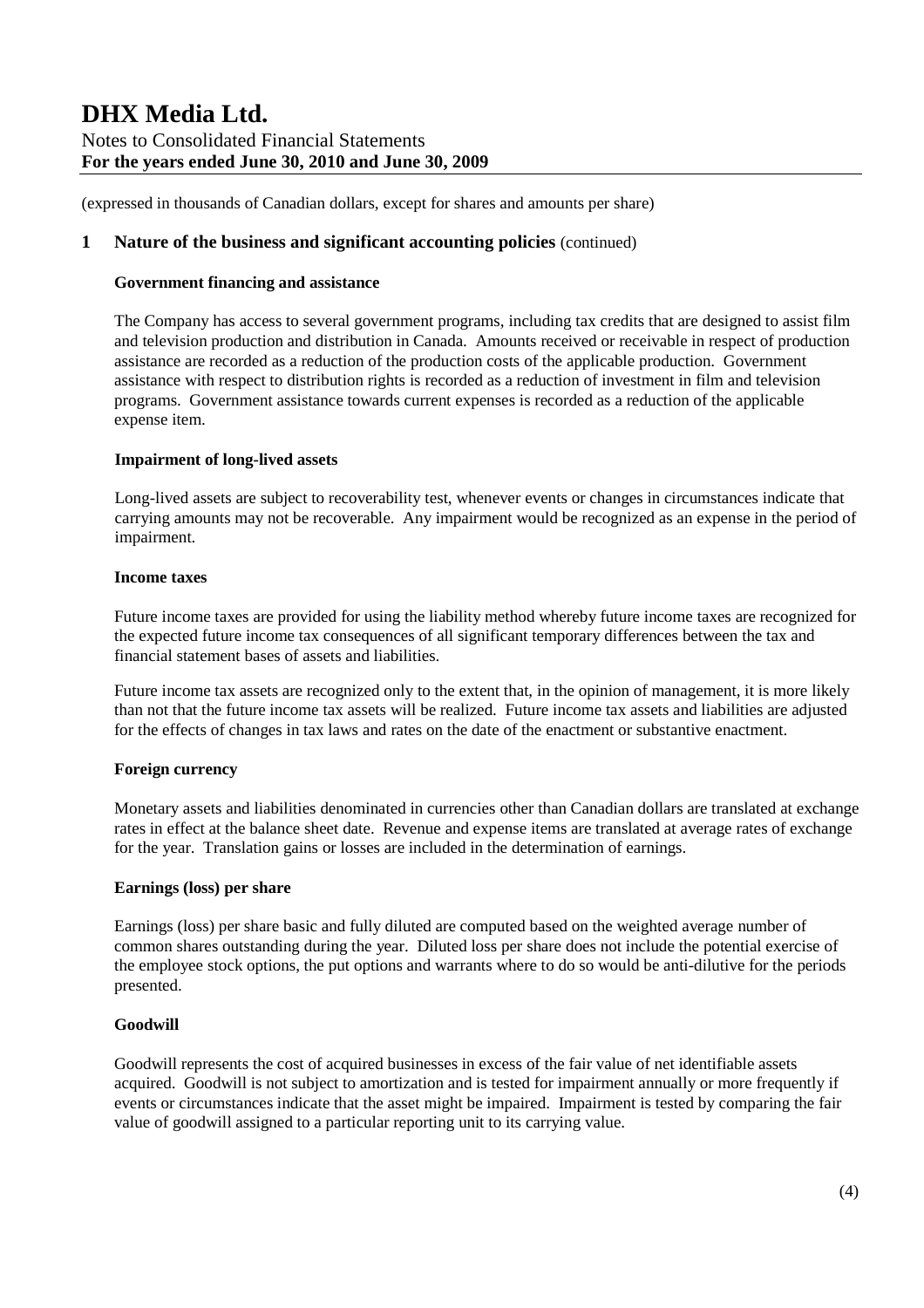(expressed in thousands of Canadian dollars, except for shares and amounts per share)

## 1 Nature of the business and significant accounting policies (continued)

### Government financing and assistance

The Company has access to several government programs, including tax credits that are designed to assist film and television production and distribution in Canada. Amounts received or receivable in respect of production assistance are recorded as a reduction of the production costs of the applicable production. Government assistance with respect to distribution rights is recorded as a reduction of investment in film and television programs. Government assistance towards current expenses is recorded as a reduction of the applicable expense item.

### Impairment of long-lived assets

Long-lived assets are subject to recoverability test, whenever events or changes in circumstances indicate that carrying amounts may not be recoverable. Any impairment would be recognized as an expense in the period of impairment.

### Income taxes

Future income taxes are provided for using the liability method whereby future income taxes are recognized for the expected future income tax consequences of all significant temporary differences between the tax and financial statement bases of assets and liabilities.

Future income tax assets are recognized only to the extent that, in the opinion of management, it is more likely than not that the future income tax assets will be realized. Future income tax assets and liabilities are adjusted for the effects of changes in tax laws and rates on the date of the enactment or substantive enactment.

### Foreign currency

Monetary assets and liabilities denominated in currencies other than Canadian dollars are translated at exchange rates in effect at the balance sheet date. Revenue and expense items are translated at average rates of exchange for the year. Translation gains or losses are included in the determination of earnings.

### Earnings (loss) per share

Earnings (loss) per share basic and fully diluted are computed based on the weighted average number of common shares outstanding during the year. Diluted loss per share does not include the potential exercise of the employee stock options, the put options and warrants where to do so would be anti-dilutive for the periods presented.

### Goodwill

Goodwill represents the cost of acquired businesses in excess of the fair value of net identifiable assets acquired. Goodwill is not subject to amortization and is tested for impairment annually or more frequently if events or circumstances indicate that the asset might be impaired. Impairment is tested by comparing the fair value of goodwill assigned to a particular reporting unit to its carrying value.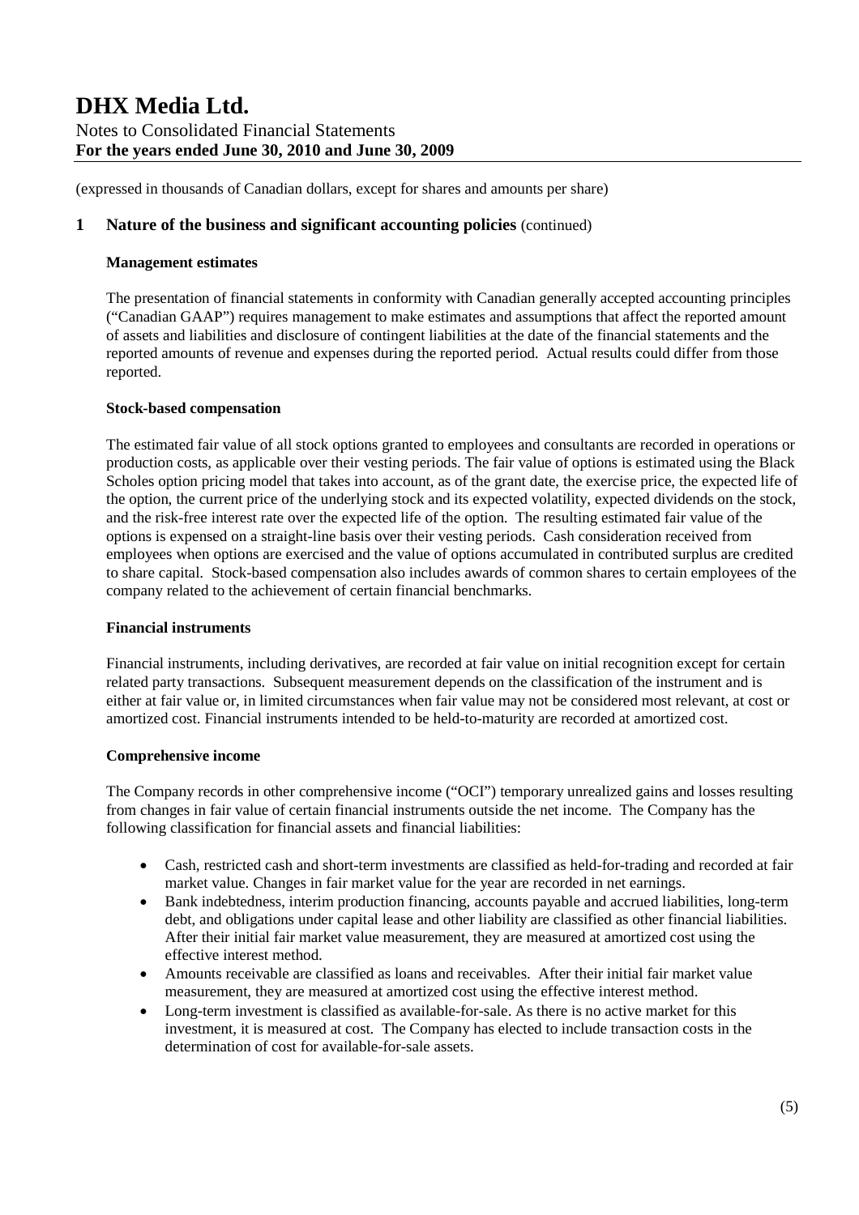(expressed in thousands of Canadian dollars, except for shares and amounts per share)

## 1 Nature of the business and significant accounting policies (continued)

### Management estimates

The presentation of financial statements in conformity with Canadian generally accepted accounting principles ("Canadian GAAP") requires management to make estimates and assumptions that affect the reported amount of assets and liabilities and disclosure of contingent liabilities at the date of the financial statements and the reported amounts of revenue and expenses during the reported period. Actual results could differ from those reported.

### Stock-based compensation

The estimated fair value of all stock options granted to employees and consultants are recorded in operations or production costs, as applicable over their vesting periods. The fair value of options is estimated using the Black Scholes option pricing model that takes into account, as of the grant date, the exercise price, the expected life of the option, the current price of the underlying stock and its expected volatility, expected dividends on the stock, and the risk-free interest rate over the expected life of the option. The resulting estimated fair value of the options is expensed on a straight-line basis over their vesting periods. Cash consideration received from employees when options are exercised and the value of options accumulated in contributed surplus are credited to share capital. Stock-based compensation also includes awards of common shares to certain employees of the company related to the achievement of certain financial benchmarks.

### Financial instruments

Financial instruments, including derivatives, are recorded at fair value on initial recognition except for certain related party transactions. Subsequent measurement depends on the classification of the instrument and is either at fair value or, in limited circumstances when fair value may not be considered most relevant, at cost or amortized cost. Financial instruments intended to be held-to-maturity are recorded at amortized cost.

### Comprehensive income

The Company records in other comprehensive income ("OCI") temporary unrealized gains and losses resulting from changes in fair value of certain financial instruments outside the net income. The Company has the following classification for financial assets and financial liabilities:

- Cash, restricted cash and short-term investments are classified as held-for-trading and recorded at fair market value. Changes in fair market value for the year are recorded in net earnings.
- Bank indebtedness, interim production financing, accounts payable and accrued liabilities, long-term debt, and obligations under capital lease and other liability are classified as other financial liabilities. After their initial fair market value measurement, they are measured at amortized cost using the effective interest method.
- Amounts receivable are classified as loans and receivables. After their initial fair market value measurement, they are measured at amortized cost using the effective interest method.
- Long-term investment is classified as available-for-sale. As there is no active market for this investment, it is measured at cost. The Company has elected to include transaction costs in the determination of cost for available-for-sale assets.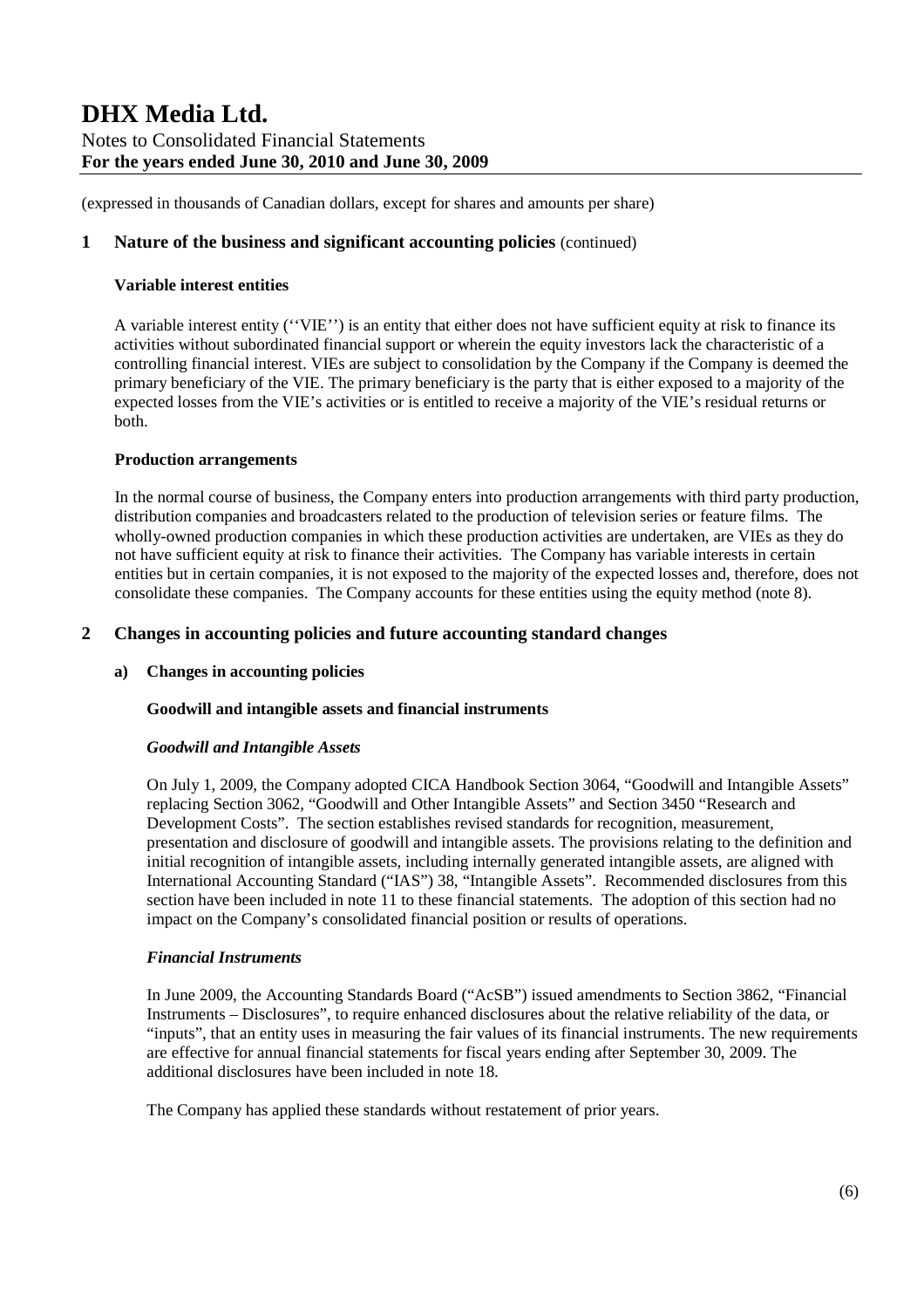(expressed in thousands of Canadian dollars, except for shares and amounts per share)

## 1 Nature of the business and significant accounting policies (continued)

**Variable interest entities**

A variable interest entity (''VIE'') is an entity that either does not have sufficient equity at risk to finance its activities without subordinated financial support or wherein the equity investors lack the characteristic of a controlling financial interest. VIEs are subject to consolidation by the Company if the Company is deemed the primary beneficiary of the VIE. The primary beneficiary is the party that is either exposed to a majority of the expected losses from the VIE's activities or is entitled to receive a majority of the VIE's residual returns or both.

**Production arrangements**

In the normal course of business, the Company enters into production arrangements with third party production, distribution companies and broadcasters related to the production of television series or feature films. The wholly-owned production companies in which these production activities are undertaken, are VIEs as they do not have sufficient equity at risk to finance their activities. The Company has variable interests in certain entities but in certain companies, it is not exposed to the majority of the expected losses and, therefore, does not consolidate these companies. The Company accounts for these entities using the equity method (note 8).

## 2 Changes in accounting policies and future accounting standard changes

### a) Changes in accounting policies

**Goodwill and intangible assets and financial instruments**

***Goodwill and Intangible Assets***

On July 1, 2009, the Company adopted CICA Handbook Section 3064, "Goodwill and Intangible Assets" replacing Section 3062, "Goodwill and Other Intangible Assets" and Section 3450 "Research and Development Costs". The section establishes revised standards for recognition, measurement, presentation and disclosure of goodwill and intangible assets. The provisions relating to the definition and initial recognition of intangible assets, including internally generated intangible assets, are aligned with International Accounting Standard ("IAS") 38, "Intangible Assets". Recommended disclosures from this section have been included in note 11 to these financial statements. The adoption of this section had no impact on the Company's consolidated financial position or results of operations.

***Financial Instruments***

In June 2009, the Accounting Standards Board ("AcSB") issued amendments to Section 3862, "Financial Instruments – Disclosures", to require enhanced disclosures about the relative reliability of the data, or "inputs", that an entity uses in measuring the fair values of its financial instruments. The new requirements are effective for annual financial statements for fiscal years ending after September 30, 2009. The additional disclosures have been included in note 18.

The Company has applied these standards without restatement of prior years.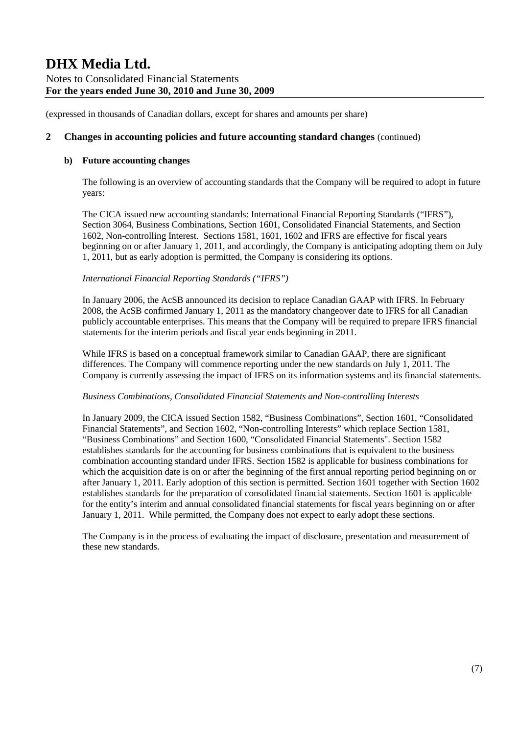(expressed in thousands of Canadian dollars, except for shares and amounts per share)

## 2 Changes in accounting policies and future accounting standard changes (continued)

### b) Future accounting changes

The following is an overview of accounting standards that the Company will be required to adopt in future years:

The CICA issued new accounting standards: International Financial Reporting Standards ("IFRS"), Section 3064, Business Combinations, Section 1601, Consolidated Financial Statements, and Section 1602, Non-controlling Interest. Sections 1581, 1601, 1602 and IFRS are effective for fiscal years beginning on or after January 1, 2011, and accordingly, the Company is anticipating adopting them on July 1, 2011, but as early adoption is permitted, the Company is considering its options.

*International Financial Reporting Standards ("IFRS")*

In January 2006, the AcSB announced its decision to replace Canadian GAAP with IFRS. In February 2008, the AcSB confirmed January 1, 2011 as the mandatory changeover date to IFRS for all Canadian publicly accountable enterprises. This means that the Company will be required to prepare IFRS financial statements for the interim periods and fiscal year ends beginning in 2011.

While IFRS is based on a conceptual framework similar to Canadian GAAP, there are significant differences. The Company will commence reporting under the new standards on July 1, 2011. The Company is currently assessing the impact of IFRS on its information systems and its financial statements.

*Business Combinations, Consolidated Financial Statements and Non-controlling Interests*

In January 2009, the CICA issued Section 1582, "Business Combinations", Section 1601, "Consolidated Financial Statements", and Section 1602, "Non-controlling Interests" which replace Section 1581, "Business Combinations" and Section 1600, "Consolidated Financial Statements". Section 1582 establishes standards for the accounting for business combinations that is equivalent to the business combination accounting standard under IFRS. Section 1582 is applicable for business combinations for which the acquisition date is on or after the beginning of the first annual reporting period beginning on or after January 1, 2011. Early adoption of this section is permitted. Section 1601 together with Section 1602 establishes standards for the preparation of consolidated financial statements. Section 1601 is applicable for the entity's interim and annual consolidated financial statements for fiscal years beginning on or after January 1, 2011. While permitted, the Company does not expect to early adopt these sections.

The Company is in the process of evaluating the impact of disclosure, presentation and measurement of these new standards.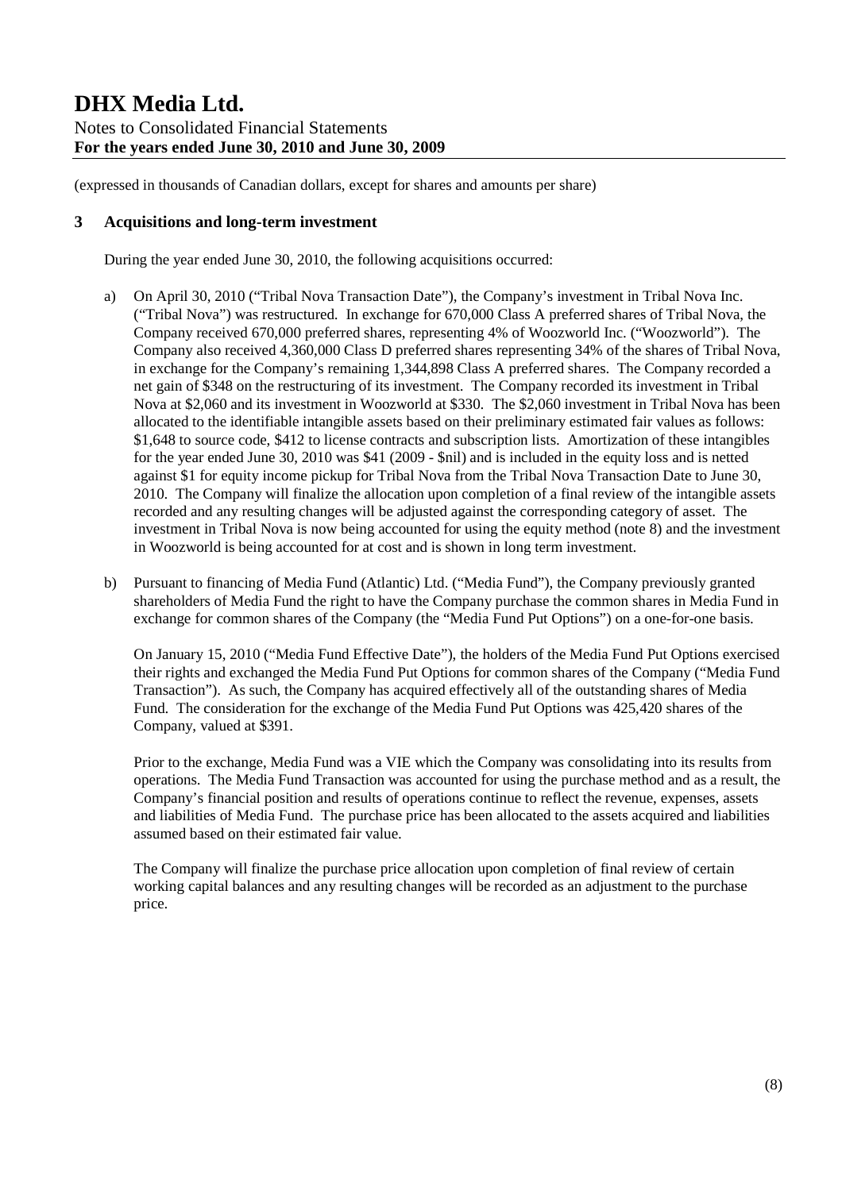(expressed in thousands of Canadian dollars, except for shares and amounts per share)

## 3 Acquisitions and long-term investment

During the year ended June 30, 2010, the following acquisitions occurred:

a) On April 30, 2010 ("Tribal Nova Transaction Date"), the Company's investment in Tribal Nova Inc. ("Tribal Nova") was restructured. In exchange for 670,000 Class A preferred shares of Tribal Nova, the Company received 670,000 preferred shares, representing 4% of Woozworld Inc. ("Woozworld"). The Company also received 4,360,000 Class D preferred shares representing 34% of the shares of Tribal Nova, in exchange for the Company's remaining 1,344,898 Class A preferred shares. The Company recorded a net gain of $348 on the restructuring of its investment. The Company recorded its investment in Tribal Nova at $2,060 and its investment in Woozworld at $330. The $2,060 investment in Tribal Nova has been allocated to the identifiable intangible assets based on their preliminary estimated fair values as follows: $1,648 to source code, $412 to license contracts and subscription lists. Amortization of these intangibles for the year ended June 30, 2010 was $41 (2009 - $nil) and is included in the equity loss and is netted against $1 for equity income pickup for Tribal Nova from the Tribal Nova Transaction Date to June 30, 2010. The Company will finalize the allocation upon completion of a final review of the intangible assets recorded and any resulting changes will be adjusted against the corresponding category of asset. The investment in Tribal Nova is now being accounted for using the equity method (note 8) and the investment in Woozworld is being accounted for at cost and is shown in long term investment.

b) Pursuant to financing of Media Fund (Atlantic) Ltd. ("Media Fund"), the Company previously granted shareholders of Media Fund the right to have the Company purchase the common shares in Media Fund in exchange for common shares of the Company (the "Media Fund Put Options") on a one-for-one basis.

   On January 15, 2010 ("Media Fund Effective Date"), the holders of the Media Fund Put Options exercised their rights and exchanged the Media Fund Put Options for common shares of the Company ("Media Fund Transaction"). As such, the Company has acquired effectively all of the outstanding shares of Media Fund. The consideration for the exchange of the Media Fund Put Options was 425,420 shares of the Company, valued at $391.

   Prior to the exchange, Media Fund was a VIE which the Company was consolidating into its results from operations. The Media Fund Transaction was accounted for using the purchase method and as a result, the Company's financial position and results of operations continue to reflect the revenue, expenses, assets and liabilities of Media Fund. The purchase price has been allocated to the assets acquired and liabilities assumed based on their estimated fair value.

   The Company will finalize the purchase price allocation upon completion of final review of certain working capital balances and any resulting changes will be recorded as an adjustment to the purchase price.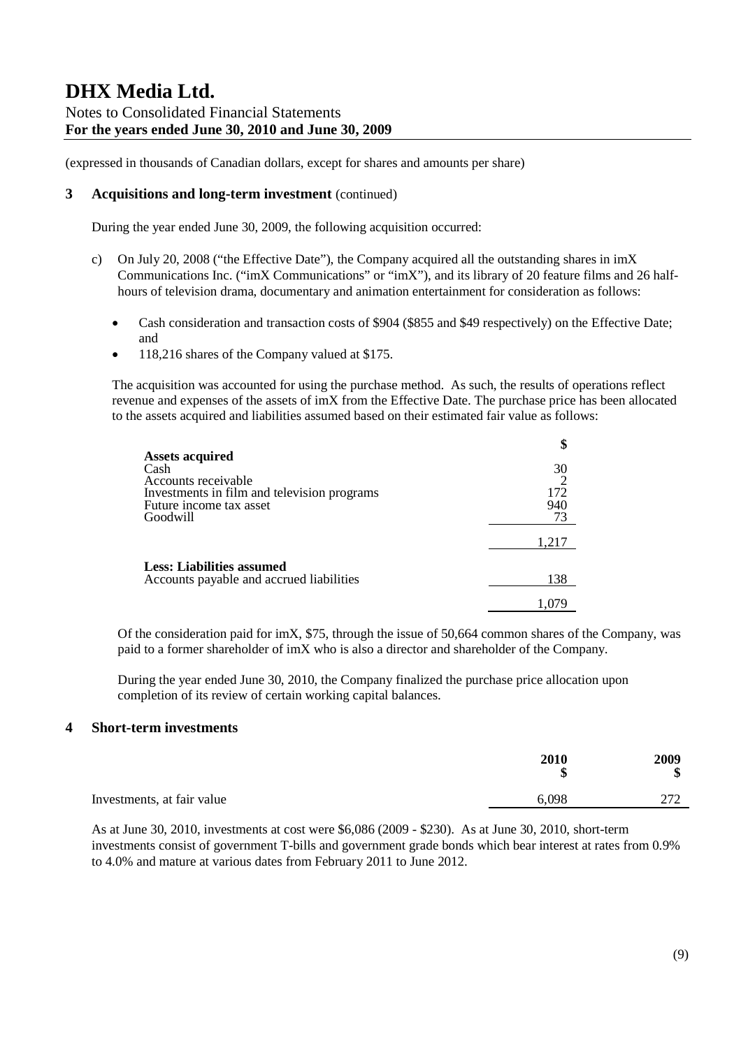(expressed in thousands of Canadian dollars, except for shares and amounts per share)

## 3 Acquisitions and long-term investment (continued)

During the year ended June 30, 2009, the following acquisition occurred:

c) On July 20, 2008 ("the Effective Date"), the Company acquired all the outstanding shares in imX Communications Inc. ("imX Communications" or "imX"), and its library of 20 feature films and 26 half-hours of television drama, documentary and animation entertainment for consideration as follows:

- Cash consideration and transaction costs of $904 ($855 and $49 respectively) on the Effective Date; and
- 118,216 shares of the Company valued at $175.

The acquisition was accounted for using the purchase method. As such, the results of operations reflect revenue and expenses of the assets of imX from the Effective Date. The purchase price has been allocated to the assets acquired and liabilities assumed based on their estimated fair value as follows:

| | $ |
|---|---|
| **Assets acquired** | |
| Cash | 30 |
| Accounts receivable | 2 |
| Investments in film and television programs | 172 |
| Future income tax asset | 940 |
| Goodwill | 73 |
| | 1,217 |
| **Less: Liabilities assumed** | |
| Accounts payable and accrued liabilities | 138 |
| | 1,079 |

Of the consideration paid for imX, $75, through the issue of 50,664 common shares of the Company, was paid to a former shareholder of imX who is also a director and shareholder of the Company.

During the year ended June 30, 2010, the Company finalized the purchase price allocation upon completion of its review of certain working capital balances.

## 4 Short-term investments

| | 2010<br>$ | 2009<br>$ |
|---|---|---|
| Investments, at fair value | 6,098 | 272 |

As at June 30, 2010, investments at cost were $6,086 (2009 - $230). As at June 30, 2010, short-term investments consist of government T-bills and government grade bonds which bear interest at rates from 0.9% to 4.0% and mature at various dates from February 2011 to June 2012.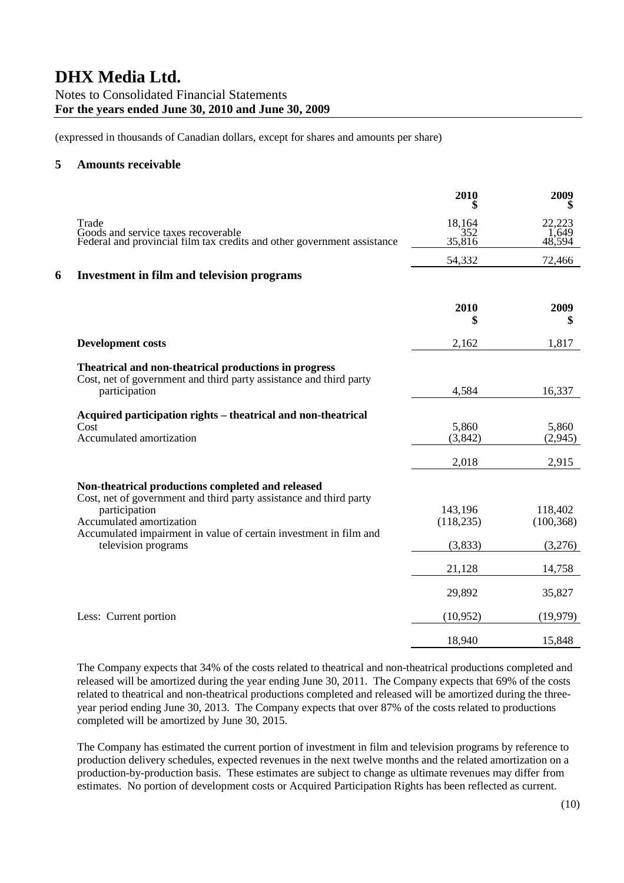(expressed in thousands of Canadian dollars, except for shares and amounts per share)

## 5 Amounts receivable

| | 2010 $ | 2009 $ |
|---|---|---|
| Trade | 18,164 | 22,223 |
| Goods and service taxes recoverable | 352 | 1,649 |
| Federal and provincial film tax credits and other government assistance | 35,816 | 48,594 |
| | 54,332 | 72,466 |

## 6 Investment in film and television programs

| | 2010 $ | 2009 $ |
|---|---|---|
| **Development costs** | 2,162 | 1,817 |
| **Theatrical and non-theatrical productions in progress** | | |
| Cost, net of government and third party assistance and third party participation | 4,584 | 16,337 |
| **Acquired participation rights – theatrical and non-theatrical** | | |
| Cost | 5,860 | 5,860 |
| Accumulated amortization | (3,842) | (2,945) |
| | 2,018 | 2,915 |
| **Non-theatrical productions completed and released** | | |
| Cost, net of government and third party assistance and third party participation | 143,196 | 118,402 |
| Accumulated amortization | (118,235) | (100,368) |
| Accumulated impairment in value of certain investment in film and television programs | (3,833) | (3,276) |
| | 21,128 | 14,758 |
| | 29,892 | 35,827 |
| Less: Current portion | (10,952) | (19,979) |
| | 18,940 | 15,848 |

The Company expects that 34% of the costs related to theatrical and non-theatrical productions completed and released will be amortized during the year ending June 30, 2011. The Company expects that 69% of the costs related to theatrical and non-theatrical productions completed and released will be amortized during the three-year period ending June 30, 2013. The Company expects that over 87% of the costs related to productions completed will be amortized by June 30, 2015.

The Company has estimated the current portion of investment in film and television programs by reference to production delivery schedules, expected revenues in the next twelve months and the related amortization on a production-by-production basis. These estimates are subject to change as ultimate revenues may differ from estimates. No portion of development costs or Acquired Participation Rights has been reflected as current.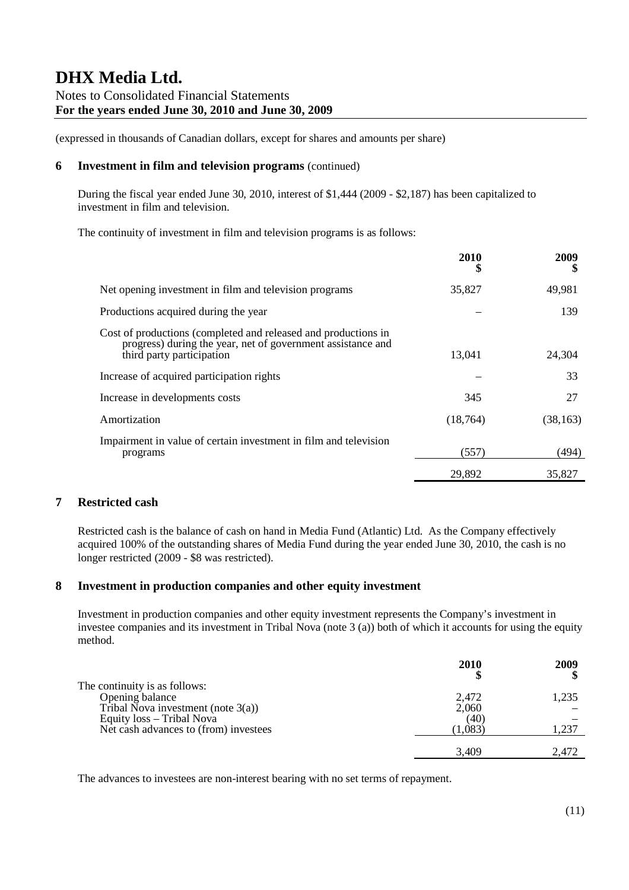(expressed in thousands of Canadian dollars, except for shares and amounts per share)

## 6 Investment in film and television programs (continued)

During the fiscal year ended June 30, 2010, interest of $1,444 (2009 - $2,187) has been capitalized to investment in film and television.

The continuity of investment in film and television programs is as follows:

| | 2010 $ | 2009 $ |
|---|---|---|
| Net opening investment in film and television programs | 35,827 | 49,981 |
| Productions acquired during the year | – | 139 |
| Cost of productions (completed and released and productions in progress) during the year, net of government assistance and third party participation | 13,041 | 24,304 |
| Increase of acquired participation rights | – | 33 |
| Increase in developments costs | 345 | 27 |
| Amortization | (18,764) | (38,163) |
| Impairment in value of certain investment in film and television programs | (557) | (494) |
| | 29,892 | 35,827 |

## 7 Restricted cash

Restricted cash is the balance of cash on hand in Media Fund (Atlantic) Ltd. As the Company effectively acquired 100% of the outstanding shares of Media Fund during the year ended June 30, 2010, the cash is no longer restricted (2009 - $8 was restricted).

## 8 Investment in production companies and other equity investment

Investment in production companies and other equity investment represents the Company's investment in investee companies and its investment in Tribal Nova (note 3 (a)) both of which it accounts for using the equity method.

| | 2010 $ | 2009 $ |
|---|---|---|
| The continuity is as follows: | | |
| Opening balance | 2,472 | 1,235 |
| Tribal Nova investment (note 3(a)) | 2,060 | – |
| Equity loss – Tribal Nova | (40) | – |
| Net cash advances to (from) investees | (1,083) | 1,237 |
| | 3,409 | 2,472 |

The advances to investees are non-interest bearing with no set terms of repayment.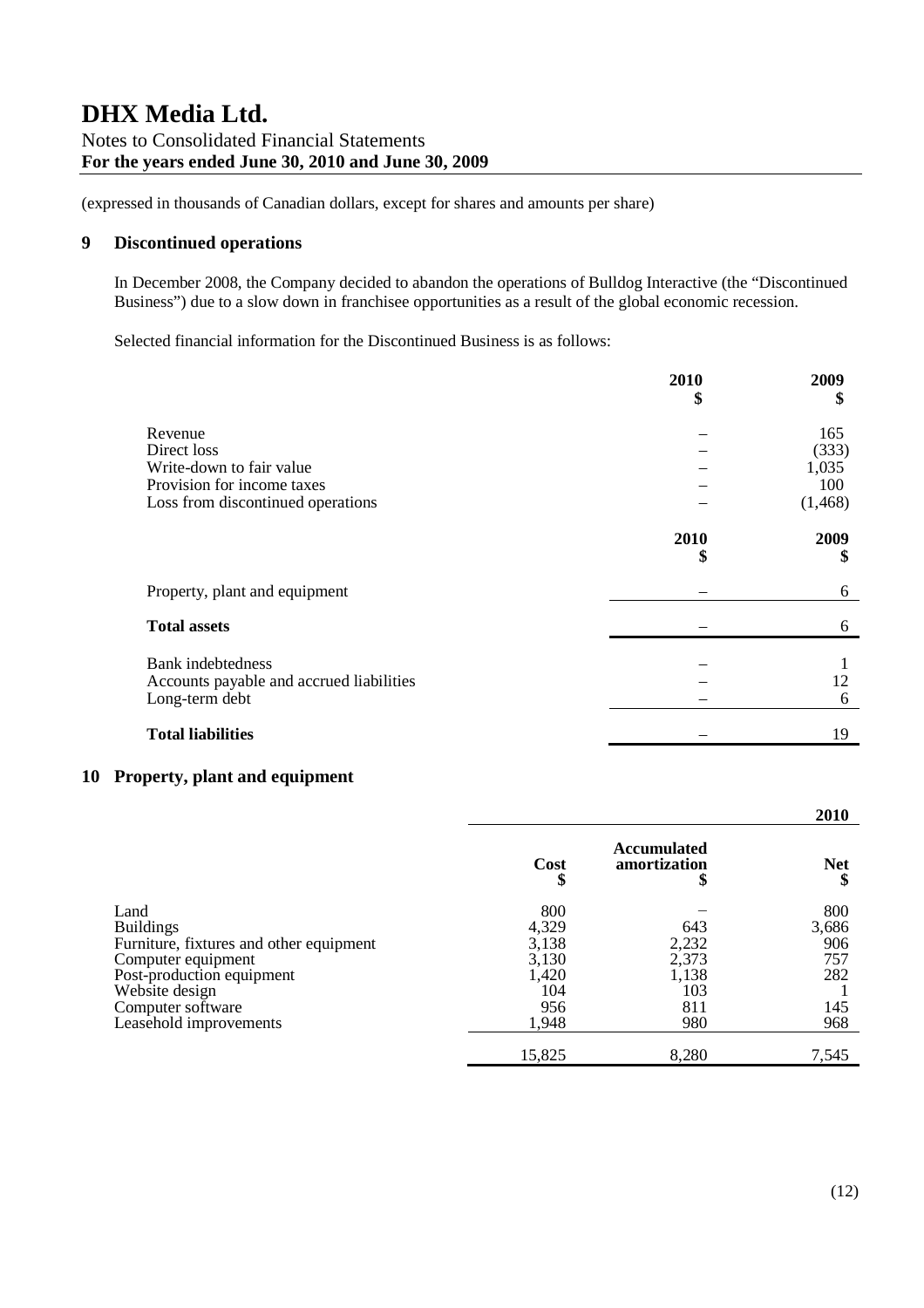(expressed in thousands of Canadian dollars, except for shares and amounts per share)

## 9 Discontinued operations

In December 2008, the Company decided to abandon the operations of Bulldog Interactive (the "Discontinued Business") due to a slow down in franchisee opportunities as a result of the global economic recession.

Selected financial information for the Discontinued Business is as follows:

| | 2010<br>$ | 2009<br>$ |
|---|---|---|
| Revenue | – | 165 |
| Direct loss | – | (333) |
| Write-down to fair value | – | 1,035 |
| Provision for income taxes | – | 100 |
| Loss from discontinued operations | – | (1,468) |

| | 2010<br>$ | 2009<br>$ |
|---|---|---|
| Property, plant and equipment | – | 6 |
| **Total assets** | – | 6 |
| Bank indebtedness | – | 1 |
| Accounts payable and accrued liabilities | – | 12 |
| Long-term debt | – | 6 |
| **Total liabilities** | – | 19 |

## 10 Property, plant and equipment

| | | | **2010** |
|---|---|---|---|
| | **Cost**<br>**$** | **Accumulated amortization**<br>**$** | **Net**<br>**$** |
| Land | 800 | – | 800 |
| Buildings | 4,329 | 643 | 3,686 |
| Furniture, fixtures and other equipment | 3,138 | 2,232 | 906 |
| Computer equipment | 3,130 | 2,373 | 757 |
| Post-production equipment | 1,420 | 1,138 | 282 |
| Website design | 104 | 103 | 1 |
| Computer software | 956 | 811 | 145 |
| Leasehold improvements | 1,948 | 980 | 968 |
| | 15,825 | 8,280 | 7,545 |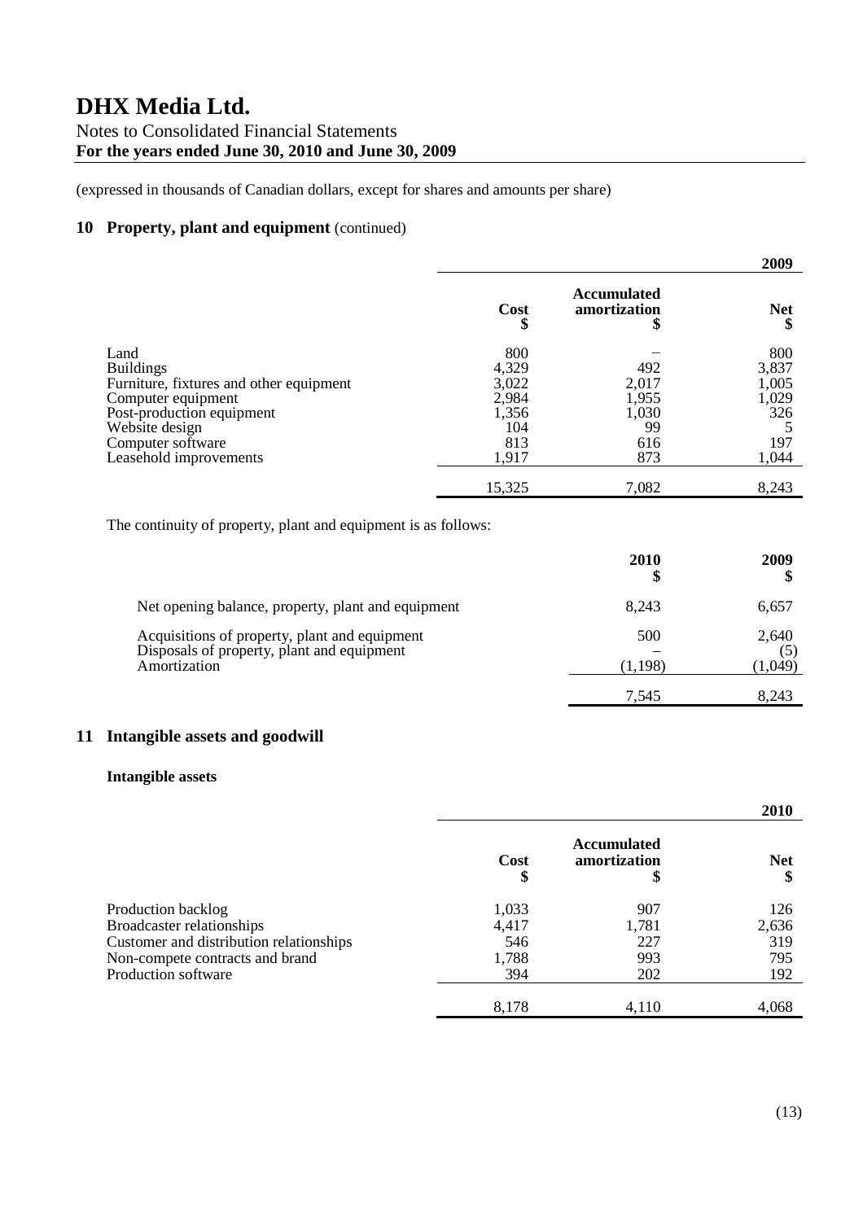(expressed in thousands of Canadian dollars, except for shares and amounts per share)

## 10 Property, plant and equipment (continued)

| | | | **2009** |
|---|---|---|---|
| | **Cost** **$** | **Accumulated amortization** **$** | **Net** **$** |
| Land | 800 | – | 800 |
| Buildings | 4,329 | 492 | 3,837 |
| Furniture, fixtures and other equipment | 3,022 | 2,017 | 1,005 |
| Computer equipment | 2,984 | 1,955 | 1,029 |
| Post-production equipment | 1,356 | 1,030 | 326 |
| Website design | 104 | 99 | 5 |
| Computer software | 813 | 616 | 197 |
| Leasehold improvements | 1,917 | 873 | 1,044 |
| | 15,325 | 7,082 | 8,243 |

The continuity of property, plant and equipment is as follows:

| | **2010** **$** | **2009** **$** |
|---|---|---|
| Net opening balance, property, plant and equipment | 8,243 | 6,657 |
| Acquisitions of property, plant and equipment | 500 | 2,640 |
| Disposals of property, plant and equipment | – | (5) |
| Amortization | (1,198) | (1,049) |
| | 7,545 | 8,243 |

## 11 Intangible assets and goodwill

### Intangible assets

| | | | **2010** |
|---|---|---|---|
| | **Cost** **$** | **Accumulated amortization** **$** | **Net** **$** |
| Production backlog | 1,033 | 907 | 126 |
| Broadcaster relationships | 4,417 | 1,781 | 2,636 |
| Customer and distribution relationships | 546 | 227 | 319 |
| Non-compete contracts and brand | 1,788 | 993 | 795 |
| Production software | 394 | 202 | 192 |
| | 8,178 | 4,110 | 4,068 |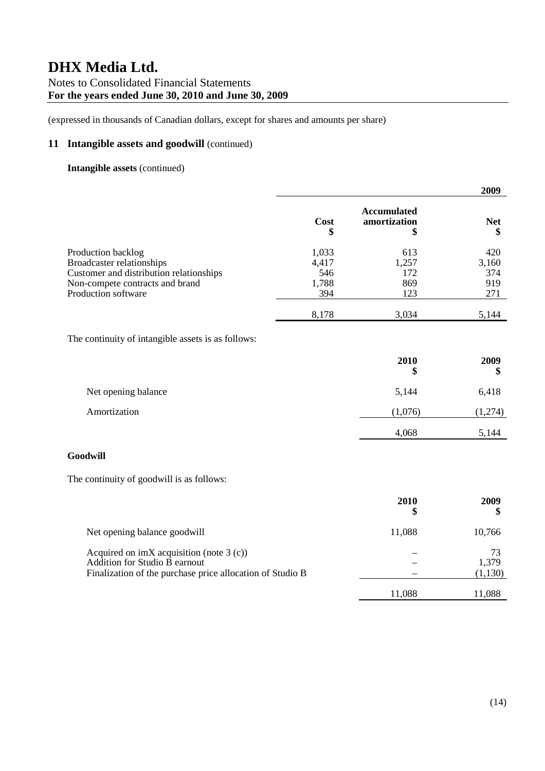# DHX Media Ltd.

Notes to Consolidated Financial Statements
**For the years ended June 30, 2010 and June 30, 2009**

(expressed in thousands of Canadian dollars, except for shares and amounts per share)

## 11 Intangible assets and goodwill (continued)

**Intangible assets** (continued)

| | | | **2009** |
|---|---|---|---|
| | **Cost** **\$** | **Accumulated amortization** **\$** | **Net** **\$** |
| Production backlog | 1,033 | 613 | 420 |
| Broadcaster relationships | 4,417 | 1,257 | 3,160 |
| Customer and distribution relationships | 546 | 172 | 374 |
| Non-compete contracts and brand | 1,788 | 869 | 919 |
| Production software | 394 | 123 | 271 |
| | 8,178 | 3,034 | 5,144 |

The continuity of intangible assets is as follows:

| | **2010** **\$** | **2009** **\$** |
|---|---|---|
| Net opening balance | 5,144 | 6,418 |
| Amortization | (1,076) | (1,274) |
| | 4,068 | 5,144 |

**Goodwill**

The continuity of goodwill is as follows:

| | **2010** **\$** | **2009** **\$** |
|---|---|---|
| Net opening balance goodwill | 11,088 | 10,766 |
| Acquired on imX acquisition (note 3 (c)) | – | 73 |
| Addition for Studio B earnout | – | 1,379 |
| Finalization of the purchase price allocation of Studio B | – | (1,130) |
| | 11,088 | 11,088 |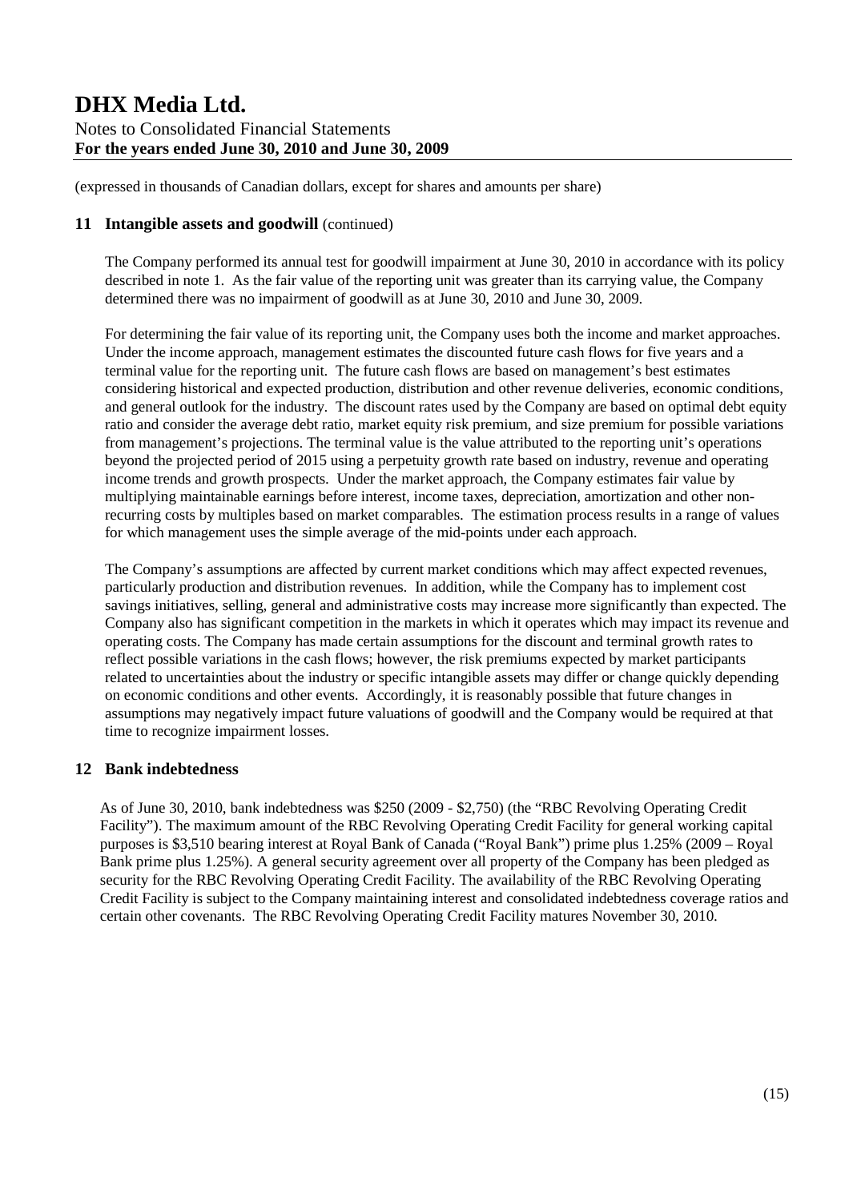(expressed in thousands of Canadian dollars, except for shares and amounts per share)

## 11 Intangible assets and goodwill (continued)

The Company performed its annual test for goodwill impairment at June 30, 2010 in accordance with its policy described in note 1. As the fair value of the reporting unit was greater than its carrying value, the Company determined there was no impairment of goodwill as at June 30, 2010 and June 30, 2009.

For determining the fair value of its reporting unit, the Company uses both the income and market approaches. Under the income approach, management estimates the discounted future cash flows for five years and a terminal value for the reporting unit. The future cash flows are based on management's best estimates considering historical and expected production, distribution and other revenue deliveries, economic conditions, and general outlook for the industry. The discount rates used by the Company are based on optimal debt equity ratio and consider the average debt ratio, market equity risk premium, and size premium for possible variations from management's projections. The terminal value is the value attributed to the reporting unit's operations beyond the projected period of 2015 using a perpetuity growth rate based on industry, revenue and operating income trends and growth prospects. Under the market approach, the Company estimates fair value by multiplying maintainable earnings before interest, income taxes, depreciation, amortization and other non-recurring costs by multiples based on market comparables. The estimation process results in a range of values for which management uses the simple average of the mid-points under each approach.

The Company's assumptions are affected by current market conditions which may affect expected revenues, particularly production and distribution revenues. In addition, while the Company has to implement cost savings initiatives, selling, general and administrative costs may increase more significantly than expected. The Company also has significant competition in the markets in which it operates which may impact its revenue and operating costs. The Company has made certain assumptions for the discount and terminal growth rates to reflect possible variations in the cash flows; however, the risk premiums expected by market participants related to uncertainties about the industry or specific intangible assets may differ or change quickly depending on economic conditions and other events. Accordingly, it is reasonably possible that future changes in assumptions may negatively impact future valuations of goodwill and the Company would be required at that time to recognize impairment losses.

## 12 Bank indebtedness

As of June 30, 2010, bank indebtedness was \$250 (2009 - \$2,750) (the "RBC Revolving Operating Credit Facility"). The maximum amount of the RBC Revolving Operating Credit Facility for general working capital purposes is \$3,510 bearing interest at Royal Bank of Canada ("Royal Bank") prime plus 1.25% (2009 – Royal Bank prime plus 1.25%). A general security agreement over all property of the Company has been pledged as security for the RBC Revolving Operating Credit Facility. The availability of the RBC Revolving Operating Credit Facility is subject to the Company maintaining interest and consolidated indebtedness coverage ratios and certain other covenants. The RBC Revolving Operating Credit Facility matures November 30, 2010.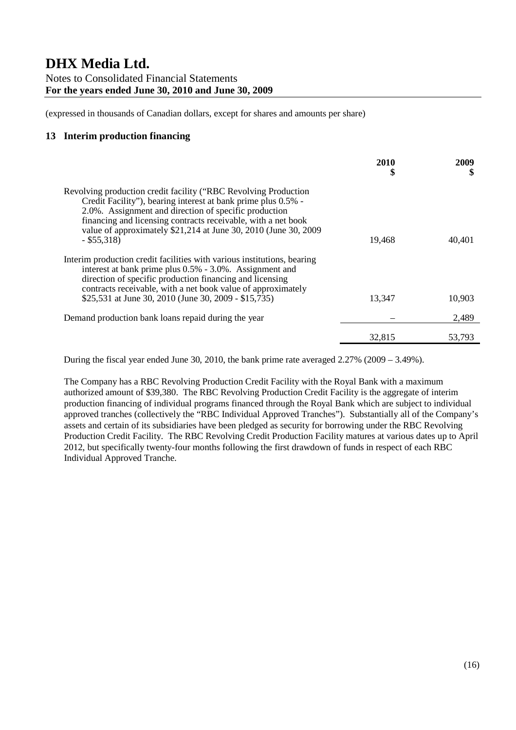(expressed in thousands of Canadian dollars, except for shares and amounts per share)

## 13 Interim production financing

| | 2010 $ | 2009 $ |
|---|---|---|
| Revolving production credit facility ("RBC Revolving Production Credit Facility"), bearing interest at bank prime plus 0.5% - 2.0%. Assignment and direction of specific production financing and licensing contracts receivable, with a net book value of approximately $21,214 at June 30, 2010 (June 30, 2009 - $55,318) | 19,468 | 40,401 |
| Interim production credit facilities with various institutions, bearing interest at bank prime plus 0.5% - 3.0%. Assignment and direction of specific production financing and licensing contracts receivable, with a net book value of approximately $25,531 at June 30, 2010 (June 30, 2009 - $15,735) | 13,347 | 10,903 |
| Demand production bank loans repaid during the year | – | 2,489 |
| | 32,815 | 53,793 |

During the fiscal year ended June 30, 2010, the bank prime rate averaged 2.27% (2009 – 3.49%).

The Company has a RBC Revolving Production Credit Facility with the Royal Bank with a maximum authorized amount of $39,380. The RBC Revolving Production Credit Facility is the aggregate of interim production financing of individual programs financed through the Royal Bank which are subject to individual approved tranches (collectively the "RBC Individual Approved Tranches"). Substantially all of the Company's assets and certain of its subsidiaries have been pledged as security for borrowing under the RBC Revolving Production Credit Facility. The RBC Revolving Credit Production Facility matures at various dates up to April 2012, but specifically twenty-four months following the first drawdown of funds in respect of each RBC Individual Approved Tranche.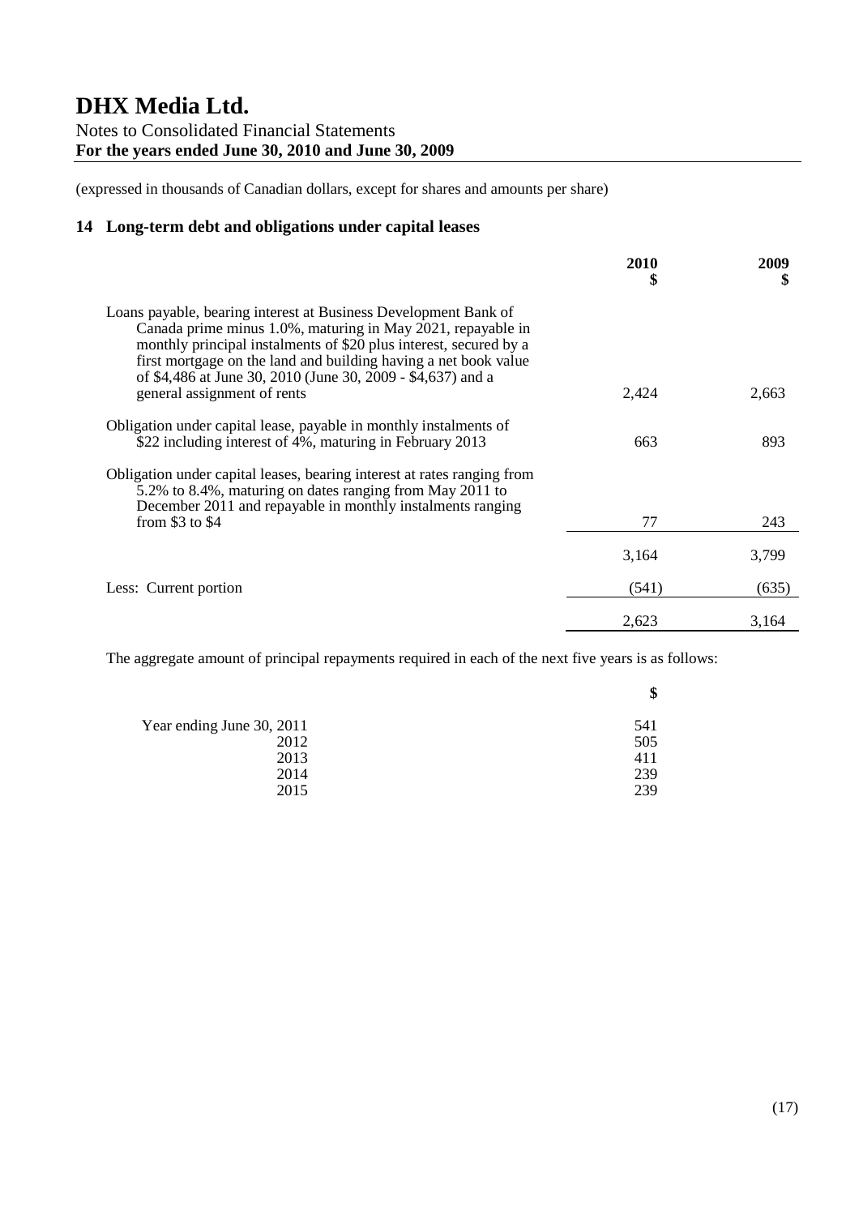(expressed in thousands of Canadian dollars, except for shares and amounts per share)

## 14 Long-term debt and obligations under capital leases

| | 2010 $ | 2009 $ |
|---|---|---|
| Loans payable, bearing interest at Business Development Bank of Canada prime minus 1.0%, maturing in May 2021, repayable in monthly principal instalments of $20 plus interest, secured by a first mortgage on the land and building having a net book value of $4,486 at June 30, 2010 (June 30, 2009 - $4,637) and a general assignment of rents | 2,424 | 2,663 |
| Obligation under capital lease, payable in monthly instalments of $22 including interest of 4%, maturing in February 2013 | 663 | 893 |
| Obligation under capital leases, bearing interest at rates ranging from 5.2% to 8.4%, maturing on dates ranging from May 2011 to December 2011 and repayable in monthly instalments ranging from $3 to $4 | 77 | 243 |
| | 3,164 | 3,799 |
| Less: Current portion | (541) | (635) |
| | 2,623 | 3,164 |

The aggregate amount of principal repayments required in each of the next five years is as follows:

| | $ |
|---|---|
| Year ending June 30, 2011 | 541 |
| 2012 | 505 |
| 2013 | 411 |
| 2014 | 239 |
| 2015 | 239 |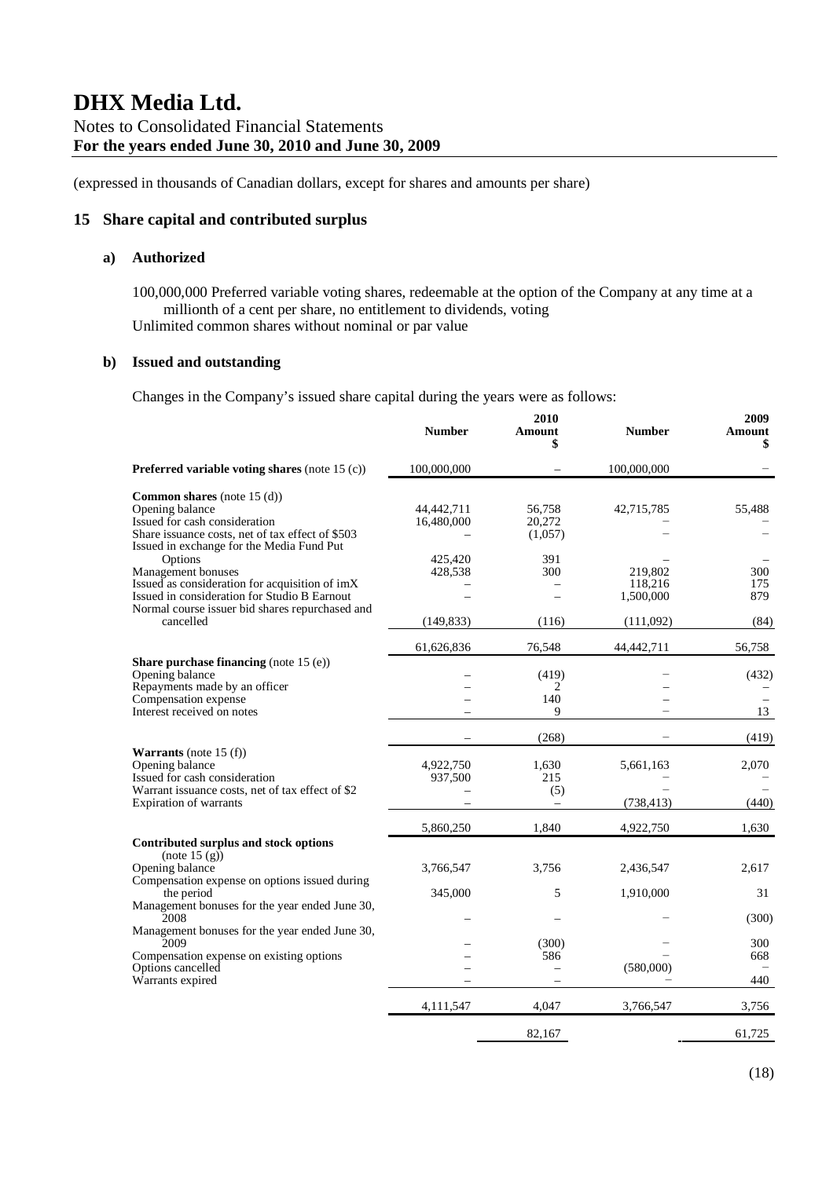# DHX Media Ltd.

Notes to Consolidated Financial Statements
**For the years ended June 30, 2010 and June 30, 2009**

(expressed in thousands of Canadian dollars, except for shares and amounts per share)

## 15 Share capital and contributed surplus

### a) Authorized

100,000,000 Preferred variable voting shares, redeemable at the option of the Company at any time at a millionth of a cent per share, no entitlement to dividends, voting
Unlimited common shares without nominal or par value

### b) Issued and outstanding

Changes in the Company's issued share capital during the years were as follows:

| | 2010 Number | 2010 Amount $ | 2009 Number | 2009 Amount $ |
|---|---|---|---|---|
| **Preferred variable voting shares** (note 15 (c)) | 100,000,000 | – | 100,000,000 | – |
| **Common shares** (note 15 (d)) | | | | |
| Opening balance | 44,442,711 | 56,758 | 42,715,785 | 55,488 |
| Issued for cash consideration | 16,480,000 | 20,272 | – | – |
| Share issuance costs, net of tax effect of $503 | – | (1,057) | – | – |
| Issued in exchange for the Media Fund Put Options | 425,420 | 391 | – | – |
| Management bonuses | 428,538 | 300 | 219,802 | 300 |
| Issued as consideration for acquisition of imX | – | – | 118,216 | 175 |
| Issued in consideration for Studio B Earnout | – | – | 1,500,000 | 879 |
| Normal course issuer bid shares repurchased and cancelled | (149,833) | (116) | (111,092) | (84) |
| | 61,626,836 | 76,548 | 44,442,711 | 56,758 |
| **Share purchase financing** (note 15 (e)) | | | | |
| Opening balance | – | (419) | – | (432) |
| Repayments made by an officer | – | 2 | – | – |
| Compensation expense | – | 140 | – | – |
| Interest received on notes | – | 9 | – | 13 |
| | – | (268) | – | (419) |
| **Warrants** (note 15 (f)) | | | | |
| Opening balance | 4,922,750 | 1,630 | 5,661,163 | 2,070 |
| Issued for cash consideration | 937,500 | 215 | – | – |
| Warrant issuance costs, net of tax effect of $2 | – | (5) | – | – |
| Expiration of warrants | – | – | (738,413) | (440) |
| | 5,860,250 | 1,840 | 4,922,750 | 1,630 |
| **Contributed surplus and stock options** (note 15 (g)) | | | | |
| Opening balance | 3,766,547 | 3,756 | 2,436,547 | 2,617 |
| Compensation expense on options issued during the period | 345,000 | 5 | 1,910,000 | 31 |
| Management bonuses for the year ended June 30, 2008 | – | – | – | (300) |
| Management bonuses for the year ended June 30, 2009 | – | (300) | – | 300 |
| Compensation expense on existing options | – | 586 | – | 668 |
| Options cancelled | – | – | (580,000) | – |
| Warrants expired | – | – | – | 440 |
| | 4,111,547 | 4,047 | 3,766,547 | 3,756 |
| | | 82,167 | | 61,725 |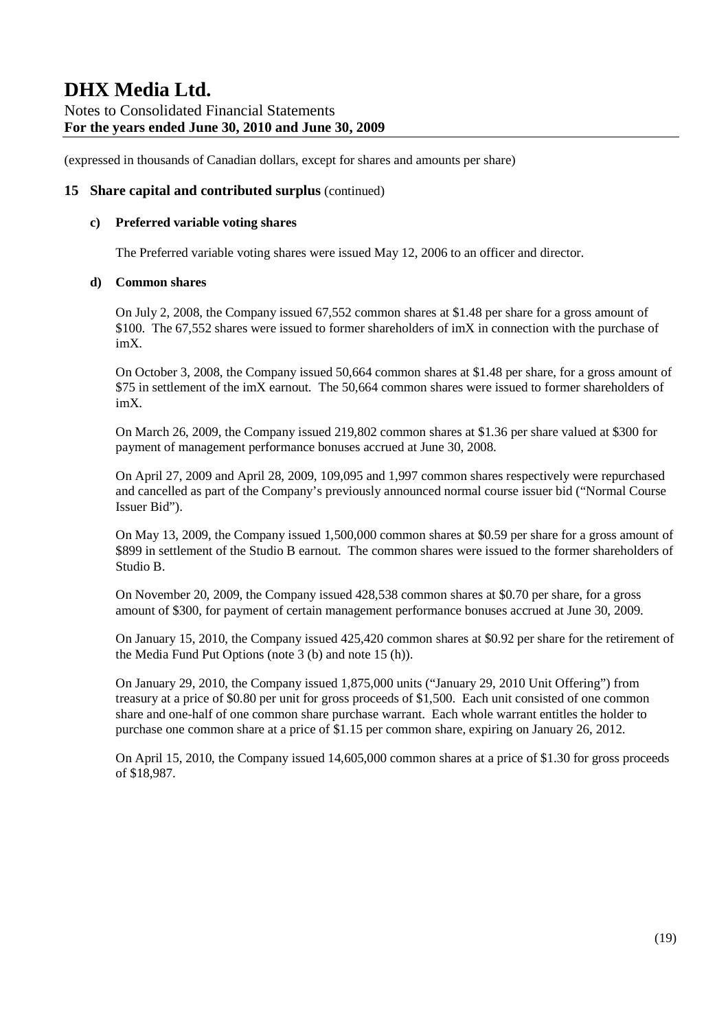(expressed in thousands of Canadian dollars, except for shares and amounts per share)

## 15 Share capital and contributed surplus (continued)

### c) Preferred variable voting shares

The Preferred variable voting shares were issued May 12, 2006 to an officer and director.

### d) Common shares

On July 2, 2008, the Company issued 67,552 common shares at $1.48 per share for a gross amount of $100. The 67,552 shares were issued to former shareholders of imX in connection with the purchase of imX.

On October 3, 2008, the Company issued 50,664 common shares at $1.48 per share, for a gross amount of $75 in settlement of the imX earnout. The 50,664 common shares were issued to former shareholders of imX.

On March 26, 2009, the Company issued 219,802 common shares at $1.36 per share valued at $300 for payment of management performance bonuses accrued at June 30, 2008.

On April 27, 2009 and April 28, 2009, 109,095 and 1,997 common shares respectively were repurchased and cancelled as part of the Company's previously announced normal course issuer bid ("Normal Course Issuer Bid").

On May 13, 2009, the Company issued 1,500,000 common shares at $0.59 per share for a gross amount of $899 in settlement of the Studio B earnout. The common shares were issued to the former shareholders of Studio B.

On November 20, 2009, the Company issued 428,538 common shares at $0.70 per share, for a gross amount of $300, for payment of certain management performance bonuses accrued at June 30, 2009.

On January 15, 2010, the Company issued 425,420 common shares at $0.92 per share for the retirement of the Media Fund Put Options (note 3 (b) and note 15 (h)).

On January 29, 2010, the Company issued 1,875,000 units ("January 29, 2010 Unit Offering") from treasury at a price of $0.80 per unit for gross proceeds of $1,500. Each unit consisted of one common share and one-half of one common share purchase warrant. Each whole warrant entitles the holder to purchase one common share at a price of $1.15 per common share, expiring on January 26, 2012.

On April 15, 2010, the Company issued 14,605,000 common shares at a price of $1.30 for gross proceeds of $18,987.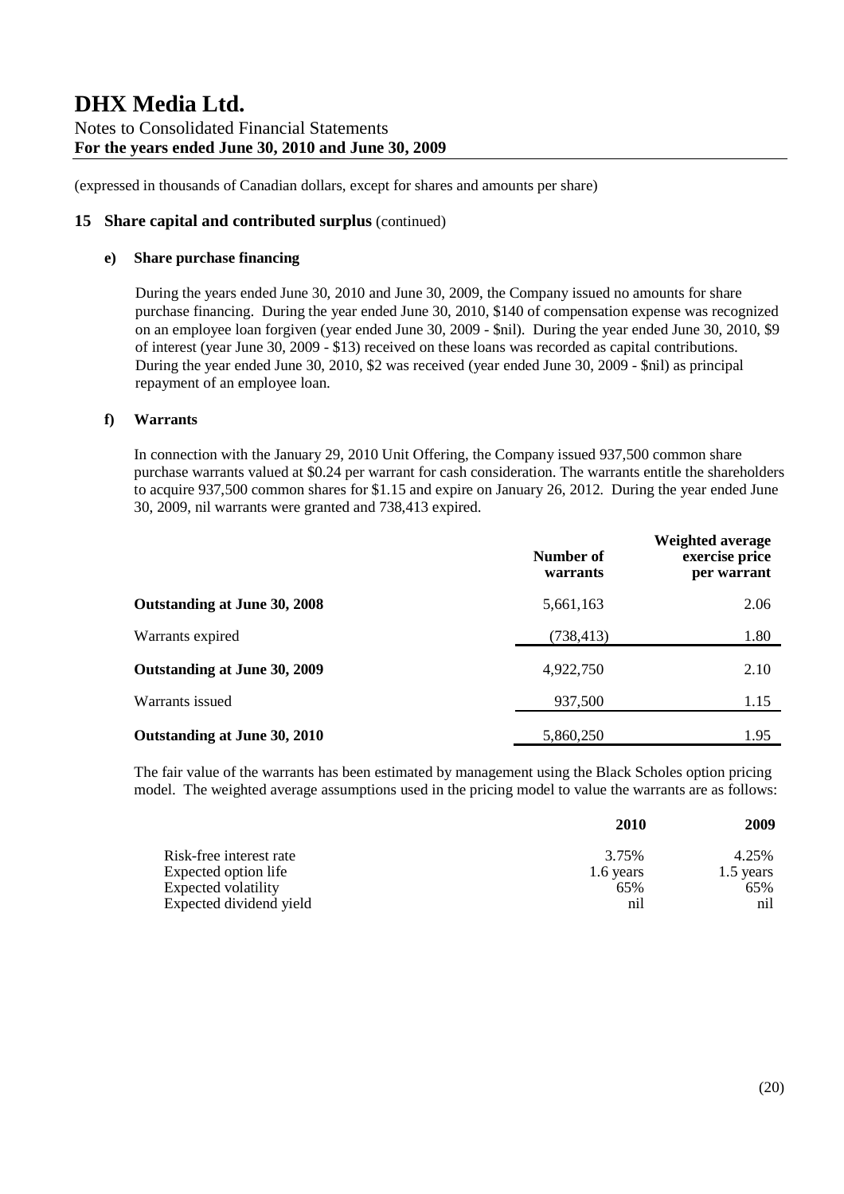# DHX Media Ltd.

Notes to Consolidated Financial Statements
**For the years ended June 30, 2010 and June 30, 2009**

(expressed in thousands of Canadian dollars, except for shares and amounts per share)

## 15 Share capital and contributed surplus (continued)

### e) Share purchase financing

During the years ended June 30, 2010 and June 30, 2009, the Company issued no amounts for share purchase financing. During the year ended June 30, 2010, $140 of compensation expense was recognized on an employee loan forgiven (year ended June 30, 2009 - $nil). During the year ended June 30, 2010, $9 of interest (year June 30, 2009 - $13) received on these loans was recorded as capital contributions. During the year ended June 30, 2010, $2 was received (year ended June 30, 2009 - $nil) as principal repayment of an employee loan.

### f) Warrants

In connection with the January 29, 2010 Unit Offering, the Company issued 937,500 common share purchase warrants valued at $0.24 per warrant for cash consideration. The warrants entitle the shareholders to acquire 937,500 common shares for $1.15 and expire on January 26, 2012. During the year ended June 30, 2009, nil warrants were granted and 738,413 expired.

| | Number of warrants | Weighted average exercise price per warrant |
|---|---|---|
| **Outstanding at June 30, 2008** | 5,661,163 | 2.06 |
| Warrants expired | (738,413) | 1.80 |
| **Outstanding at June 30, 2009** | 4,922,750 | 2.10 |
| Warrants issued | 937,500 | 1.15 |
| **Outstanding at June 30, 2010** | 5,860,250 | 1.95 |

The fair value of the warrants has been estimated by management using the Black Scholes option pricing model. The weighted average assumptions used in the pricing model to value the warrants are as follows:

| | 2010 | 2009 |
|---|---|---|
| Risk-free interest rate | 3.75% | 4.25% |
| Expected option life | 1.6 years | 1.5 years |
| Expected volatility | 65% | 65% |
| Expected dividend yield | nil | nil |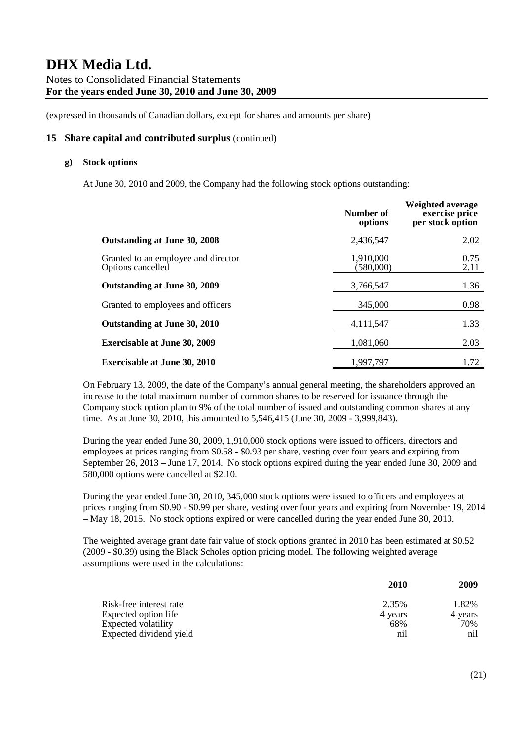# DHX Media Ltd.

Notes to Consolidated Financial Statements
**For the years ended June 30, 2010 and June 30, 2009**

(expressed in thousands of Canadian dollars, except for shares and amounts per share)

## 15 Share capital and contributed surplus (continued)

### g) Stock options

At June 30, 2010 and 2009, the Company had the following stock options outstanding:

| | Number of options | Weighted average exercise price per stock option |
|---|---|---|
| **Outstanding at June 30, 2008** | 2,436,547 | 2.02 |
| Granted to an employee and director | 1,910,000 | 0.75 |
| Options cancelled | (580,000) | 2.11 |
| **Outstanding at June 30, 2009** | 3,766,547 | 1.36 |
| Granted to employees and officers | 345,000 | 0.98 |
| **Outstanding at June 30, 2010** | 4,111,547 | 1.33 |
| **Exercisable at June 30, 2009** | 1,081,060 | 2.03 |
| **Exercisable at June 30, 2010** | 1,997,797 | 1.72 |

On February 13, 2009, the date of the Company's annual general meeting, the shareholders approved an increase to the total maximum number of common shares to be reserved for issuance through the Company stock option plan to 9% of the total number of issued and outstanding common shares at any time. As at June 30, 2010, this amounted to 5,546,415 (June 30, 2009 - 3,999,843).

During the year ended June 30, 2009, 1,910,000 stock options were issued to officers, directors and employees at prices ranging from \$0.58 - \$0.93 per share, vesting over four years and expiring from September 26, 2013 – June 17, 2014. No stock options expired during the year ended June 30, 2009 and 580,000 options were cancelled at \$2.10.

During the year ended June 30, 2010, 345,000 stock options were issued to officers and employees at prices ranging from \$0.90 - \$0.99 per share, vesting over four years and expiring from November 19, 2014 – May 18, 2015. No stock options expired or were cancelled during the year ended June 30, 2010.

The weighted average grant date fair value of stock options granted in 2010 has been estimated at \$0.52 (2009 - \$0.39) using the Black Scholes option pricing model. The following weighted average assumptions were used in the calculations:

| | 2010 | 2009 |
|---|---|---|
| Risk-free interest rate | 2.35% | 1.82% |
| Expected option life | 4 years | 4 years |
| Expected volatility | 68% | 70% |
| Expected dividend yield | nil | nil |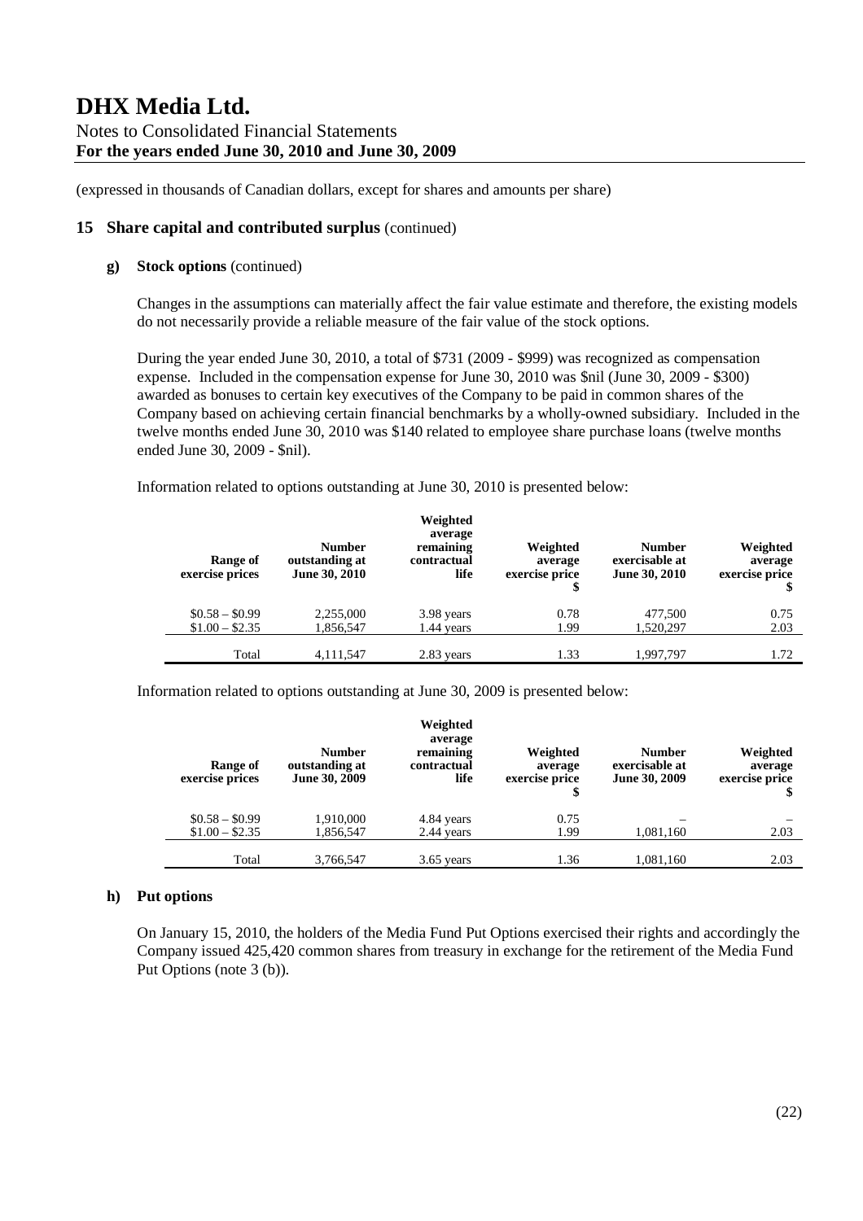(expressed in thousands of Canadian dollars, except for shares and amounts per share)

## 15 Share capital and contributed surplus (continued)

### g) Stock options (continued)

Changes in the assumptions can materially affect the fair value estimate and therefore, the existing models do not necessarily provide a reliable measure of the fair value of the stock options.

During the year ended June 30, 2010, a total of $731 (2009 - $999) was recognized as compensation expense. Included in the compensation expense for June 30, 2010 was $nil (June 30, 2009 - $300) awarded as bonuses to certain key executives of the Company to be paid in common shares of the Company based on achieving certain financial benchmarks by a wholly-owned subsidiary. Included in the twelve months ended June 30, 2010 was $140 related to employee share purchase loans (twelve months ended June 30, 2009 - $nil).

Information related to options outstanding at June 30, 2010 is presented below:

| Range of exercise prices | Number outstanding at June 30, 2010 | Weighted average remaining contractual life | Weighted average exercise price $ | Number exercisable at June 30, 2010 | Weighted average exercise price $ |
|---|---|---|---|---|---|
| $0.58 – $0.99 | 2,255,000 | 3.98 years | 0.78 | 477,500 | 0.75 |
| $1.00 – $2.35 | 1,856,547 | 1.44 years | 1.99 | 1,520,297 | 2.03 |
| Total | 4,111,547 | 2.83 years | 1.33 | 1,997,797 | 1.72 |

Information related to options outstanding at June 30, 2009 is presented below:

| Range of exercise prices | Number outstanding at June 30, 2009 | Weighted average remaining contractual life | Weighted average exercise price $ | Number exercisable at June 30, 2009 | Weighted average exercise price $ |
|---|---|---|---|---|---|
| $0.58 – $0.99 | 1,910,000 | 4.84 years | 0.75 | – | – |
| $1.00 – $2.35 | 1,856,547 | 2.44 years | 1.99 | 1,081,160 | 2.03 |
| Total | 3,766,547 | 3.65 years | 1.36 | 1,081,160 | 2.03 |

### h) Put options

On January 15, 2010, the holders of the Media Fund Put Options exercised their rights and accordingly the Company issued 425,420 common shares from treasury in exchange for the retirement of the Media Fund Put Options (note 3 (b)).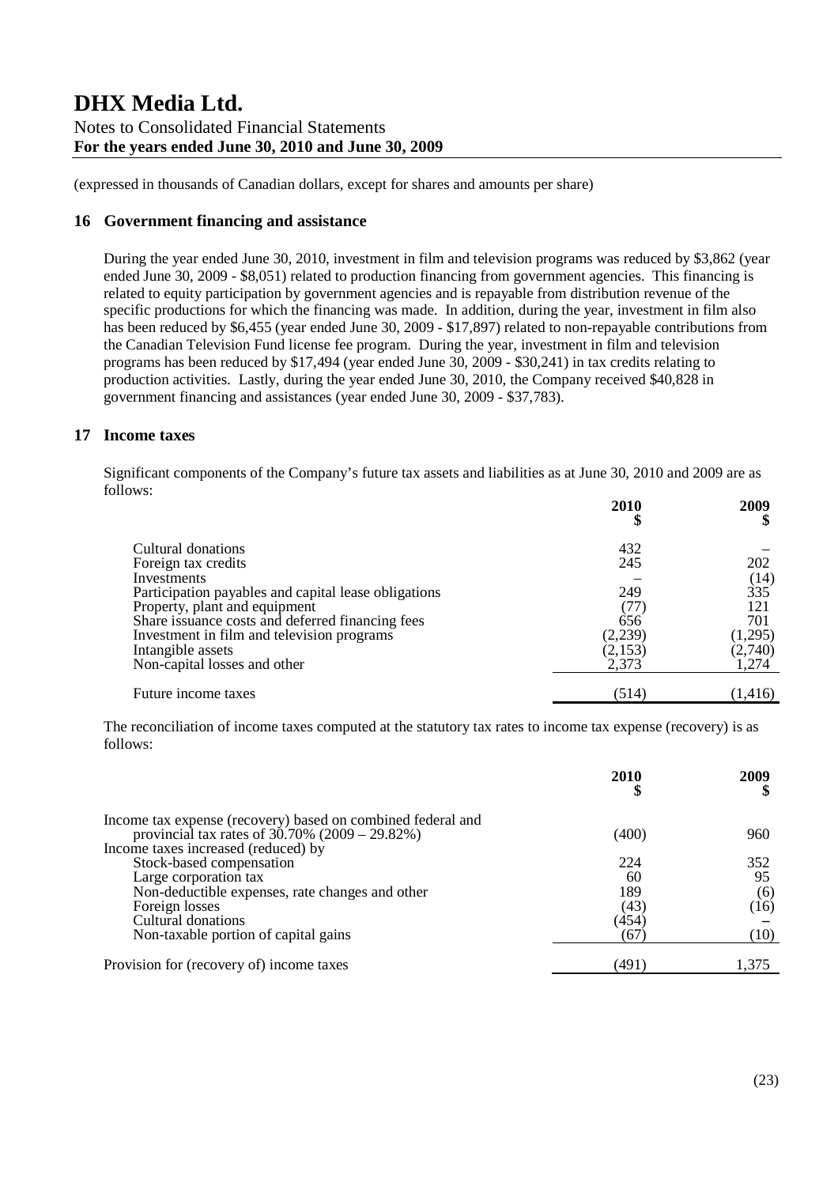(expressed in thousands of Canadian dollars, except for shares and amounts per share)

## 16 Government financing and assistance

During the year ended June 30, 2010, investment in film and television programs was reduced by $3,862 (year ended June 30, 2009 - $8,051) related to production financing from government agencies. This financing is related to equity participation by government agencies and is repayable from distribution revenue of the specific productions for which the financing was made. In addition, during the year, investment in film also has been reduced by $6,455 (year ended June 30, 2009 - $17,897) related to non-repayable contributions from the Canadian Television Fund license fee program. During the year, investment in film and television programs has been reduced by $17,494 (year ended June 30, 2009 - $30,241) in tax credits relating to production activities. Lastly, during the year ended June 30, 2010, the Company received $40,828 in government financing and assistances (year ended June 30, 2009 - $37,783).

## 17 Income taxes

Significant components of the Company's future tax assets and liabilities as at June 30, 2010 and 2009 are as follows:

| | 2010<br>$ | 2009<br>$ |
|---|---|---|
| Cultural donations | 432 | – |
| Foreign tax credits | 245 | 202 |
| Investments | – | (14) |
| Participation payables and capital lease obligations | 249 | 335 |
| Property, plant and equipment | (77) | 121 |
| Share issuance costs and deferred financing fees | 656 | 701 |
| Investment in film and television programs | (2,239) | (1,295) |
| Intangible assets | (2,153) | (2,740) |
| Non-capital losses and other | 2,373 | 1,274 |
| Future income taxes | (514) | (1,416) |

The reconciliation of income taxes computed at the statutory tax rates to income tax expense (recovery) is as follows:

| | 2010<br>$ | 2009<br>$ |
|---|---|---|
| Income tax expense (recovery) based on combined federal and provincial tax rates of 30.70% (2009 – 29.82%) | (400) | 960 |
| Income taxes increased (reduced) by | | |
| Stock-based compensation | 224 | 352 |
| Large corporation tax | 60 | 95 |
| Non-deductible expenses, rate changes and other | 189 | (6) |
| Foreign losses | (43) | (16) |
| Cultural donations | (454) | – |
| Non-taxable portion of capital gains | (67) | (10) |
| Provision for (recovery of) income taxes | (491) | 1,375 |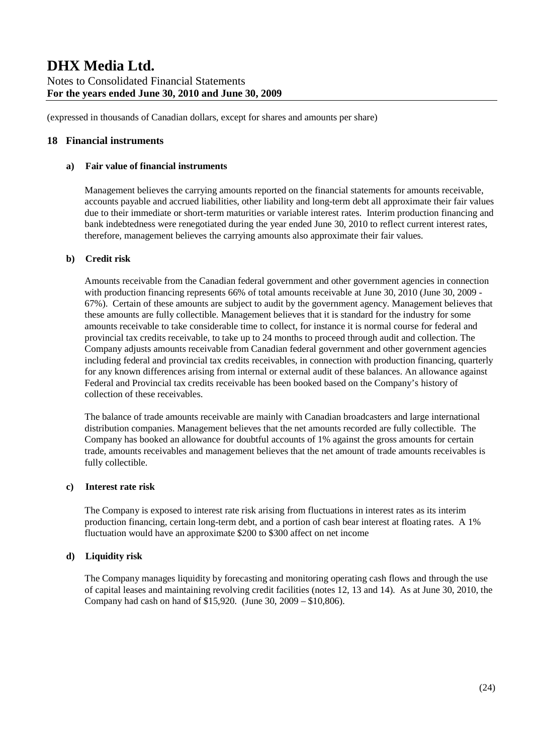(expressed in thousands of Canadian dollars, except for shares and amounts per share)

## 18 Financial instruments

### a) Fair value of financial instruments

Management believes the carrying amounts reported on the financial statements for amounts receivable, accounts payable and accrued liabilities, other liability and long-term debt all approximate their fair values due to their immediate or short-term maturities or variable interest rates. Interim production financing and bank indebtedness were renegotiated during the year ended June 30, 2010 to reflect current interest rates, therefore, management believes the carrying amounts also approximate their fair values.

### b) Credit risk

Amounts receivable from the Canadian federal government and other government agencies in connection with production financing represents 66% of total amounts receivable at June 30, 2010 (June 30, 2009 - 67%). Certain of these amounts are subject to audit by the government agency. Management believes that these amounts are fully collectible. Management believes that it is standard for the industry for some amounts receivable to take considerable time to collect, for instance it is normal course for federal and provincial tax credits receivable, to take up to 24 months to proceed through audit and collection. The Company adjusts amounts receivable from Canadian federal government and other government agencies including federal and provincial tax credits receivables, in connection with production financing, quarterly for any known differences arising from internal or external audit of these balances. An allowance against Federal and Provincial tax credits receivable has been booked based on the Company's history of collection of these receivables.

The balance of trade amounts receivable are mainly with Canadian broadcasters and large international distribution companies. Management believes that the net amounts recorded are fully collectible. The Company has booked an allowance for doubtful accounts of 1% against the gross amounts for certain trade, amounts receivables and management believes that the net amount of trade amounts receivables is fully collectible.

### c) Interest rate risk

The Company is exposed to interest rate risk arising from fluctuations in interest rates as its interim production financing, certain long-term debt, and a portion of cash bear interest at floating rates. A 1% fluctuation would have an approximate $200 to $300 affect on net income

### d) Liquidity risk

The Company manages liquidity by forecasting and monitoring operating cash flows and through the use of capital leases and maintaining revolving credit facilities (notes 12, 13 and 14). As at June 30, 2010, the Company had cash on hand of $15,920. (June 30, 2009 – $10,806).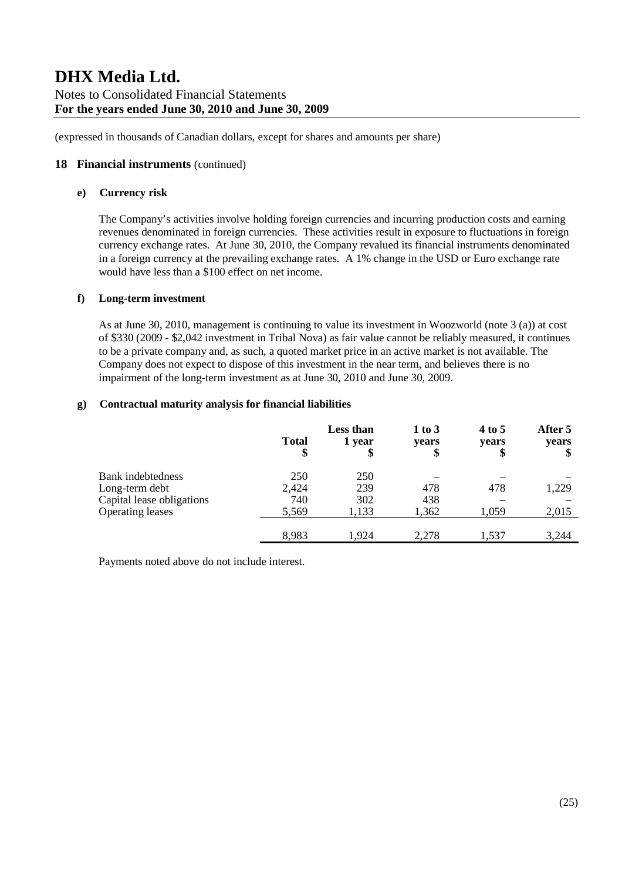(expressed in thousands of Canadian dollars, except for shares and amounts per share)

## 18 Financial instruments (continued)

### e) Currency risk

The Company's activities involve holding foreign currencies and incurring production costs and earning revenues denominated in foreign currencies. These activities result in exposure to fluctuations in foreign currency exchange rates. At June 30, 2010, the Company revalued its financial instruments denominated in a foreign currency at the prevailing exchange rates. A 1% change in the USD or Euro exchange rate would have less than a $100 effect on net income.

### f) Long-term investment

As at June 30, 2010, management is continuing to value its investment in Woozworld (note 3 (a)) at cost of $330 (2009 - $2,042 investment in Tribal Nova) as fair value cannot be reliably measured, it continues to be a private company and, as such, a quoted market price in an active market is not available. The Company does not expect to dispose of this investment in the near term, and believes there is no impairment of the long-term investment as at June 30, 2010 and June 30, 2009.

### g) Contractual maturity analysis for financial liabilities

| | Total<br>$ | Less than 1 year<br>$ | 1 to 3 years<br>$ | 4 to 5 years<br>$ | After 5 years<br>$ |
|---|---|---|---|---|---|
| Bank indebtedness | 250 | 250 | – | – | – |
| Long-term debt | 2,424 | 239 | 478 | 478 | 1,229 |
| Capital lease obligations | 740 | 302 | 438 | – | – |
| Operating leases | 5,569 | 1,133 | 1,362 | 1,059 | 2,015 |
| | 8,983 | 1,924 | 2,278 | 1,537 | 3,244 |

Payments noted above do not include interest.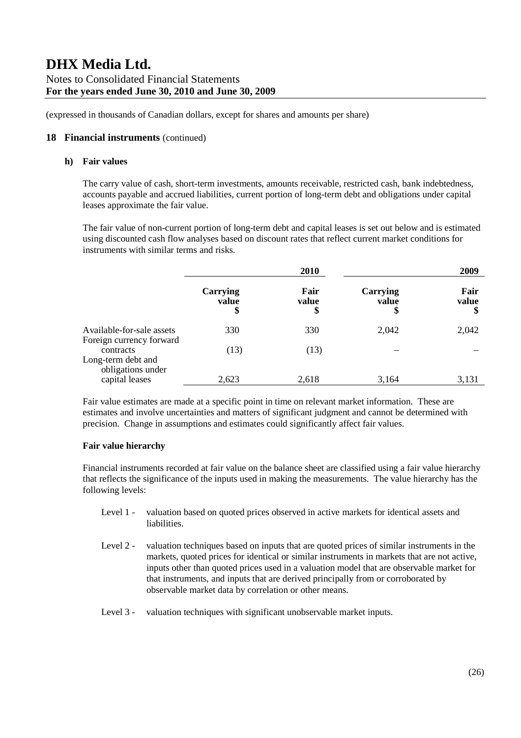# DHX Media Ltd.

Notes to Consolidated Financial Statements
**For the years ended June 30, 2010 and June 30, 2009**

(expressed in thousands of Canadian dollars, except for shares and amounts per share)

## 18 Financial instruments (continued)

### h) Fair values

The carry value of cash, short-term investments, amounts receivable, restricted cash, bank indebtedness, accounts payable and accrued liabilities, current portion of long-term debt and obligations under capital leases approximate the fair value.

The fair value of non-current portion of long-term debt and capital leases is set out below and is estimated using discounted cash flow analyses based on discount rates that reflect current market conditions for instruments with similar terms and risks.

| | 2010 | | 2009 | |
|---|---|---|---|---|
| | **Carrying value \$** | **Fair value \$** | **Carrying value \$** | **Fair value \$** |
| Available-for-sale assets | 330 | 330 | 2,042 | 2,042 |
| Foreign currency forward contracts | (13) | (13) | – | – |
| Long-term debt and obligations under capital leases | 2,623 | 2,618 | 3,164 | 3,131 |

Fair value estimates are made at a specific point in time on relevant market information. These are estimates and involve uncertainties and matters of significant judgment and cannot be determined with precision. Change in assumptions and estimates could significantly affect fair values.

**Fair value hierarchy**

Financial instruments recorded at fair value on the balance sheet are classified using a fair value hierarchy that reflects the significance of the inputs used in making the measurements. The value hierarchy has the following levels:

- Level 1 - valuation based on quoted prices observed in active markets for identical assets and liabilities.
- Level 2 - valuation techniques based on inputs that are quoted prices of similar instruments in the markets, quoted prices for identical or similar instruments in markets that are not active, inputs other than quoted prices used in a valuation model that are observable market for that instruments, and inputs that are derived principally from or corroborated by observable market data by correlation or other means.
- Level 3 - valuation techniques with significant unobservable market inputs.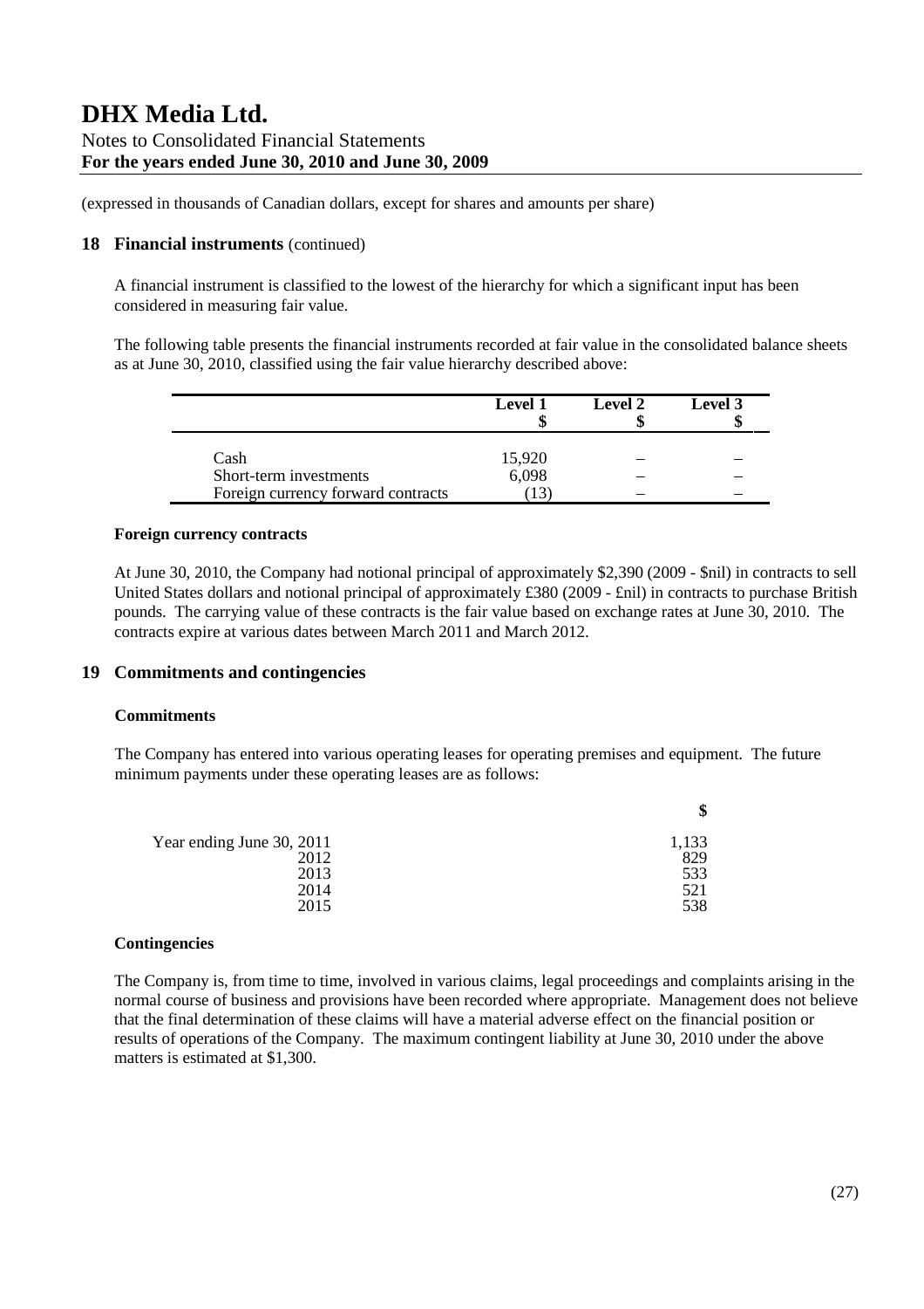(expressed in thousands of Canadian dollars, except for shares and amounts per share)

## 18 Financial instruments (continued)

A financial instrument is classified to the lowest of the hierarchy for which a significant input has been considered in measuring fair value.

The following table presents the financial instruments recorded at fair value in the consolidated balance sheets as at June 30, 2010, classified using the fair value hierarchy described above:

| | Level 1 $ | Level 2 $ | Level 3 $ |
|---|---|---|---|
| Cash | 15,920 | – | – |
| Short-term investments | 6,098 | – | – |
| Foreign currency forward contracts | (13) | – | – |

**Foreign currency contracts**

At June 30, 2010, the Company had notional principal of approximately $2,390 (2009 - $nil) in contracts to sell United States dollars and notional principal of approximately £380 (2009 - £nil) in contracts to purchase British pounds. The carrying value of these contracts is the fair value based on exchange rates at June 30, 2010. The contracts expire at various dates between March 2011 and March 2012.

## 19 Commitments and contingencies

**Commitments**

The Company has entered into various operating leases for operating premises and equipment. The future minimum payments under these operating leases are as follows:

| | $ |
|---|---|
| Year ending June 30, 2011 | 1,133 |
| 2012 | 829 |
| 2013 | 533 |
| 2014 | 521 |
| 2015 | 538 |

**Contingencies**

The Company is, from time to time, involved in various claims, legal proceedings and complaints arising in the normal course of business and provisions have been recorded where appropriate. Management does not believe that the final determination of these claims will have a material adverse effect on the financial position or results of operations of the Company. The maximum contingent liability at June 30, 2010 under the above matters is estimated at $1,300.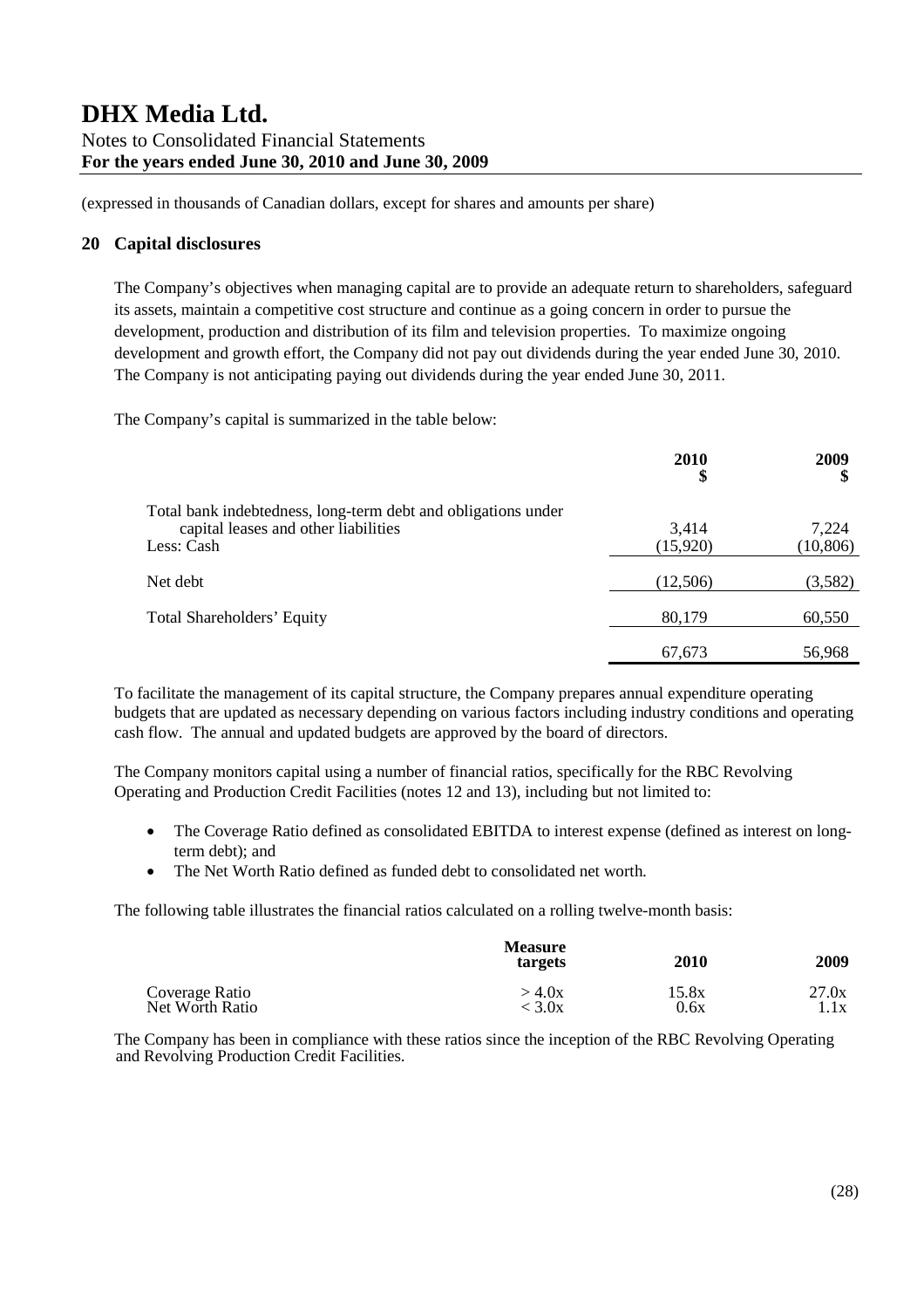(expressed in thousands of Canadian dollars, except for shares and amounts per share)

## 20 Capital disclosures

The Company's objectives when managing capital are to provide an adequate return to shareholders, safeguard its assets, maintain a competitive cost structure and continue as a going concern in order to pursue the development, production and distribution of its film and television properties. To maximize ongoing development and growth effort, the Company did not pay out dividends during the year ended June 30, 2010. The Company is not anticipating paying out dividends during the year ended June 30, 2011.

The Company's capital is summarized in the table below:

| | 2010<br>$ | 2009<br>$ |
|---|---|---|
| Total bank indebtedness, long-term debt and obligations under capital leases and other liabilities | 3,414 | 7,224 |
| Less: Cash | (15,920) | (10,806) |
| Net debt | (12,506) | (3,582) |
| Total Shareholders' Equity | 80,179 | 60,550 |
| | 67,673 | 56,968 |

To facilitate the management of its capital structure, the Company prepares annual expenditure operating budgets that are updated as necessary depending on various factors including industry conditions and operating cash flow. The annual and updated budgets are approved by the board of directors.

The Company monitors capital using a number of financial ratios, specifically for the RBC Revolving Operating and Production Credit Facilities (notes 12 and 13), including but not limited to:

- The Coverage Ratio defined as consolidated EBITDA to interest expense (defined as interest on long-term debt); and
- The Net Worth Ratio defined as funded debt to consolidated net worth.

The following table illustrates the financial ratios calculated on a rolling twelve-month basis:

| | Measure targets | 2010 | 2009 |
|---|---|---|---|
| Coverage Ratio | > 4.0x | 15.8x | 27.0x |
| Net Worth Ratio | < 3.0x | 0.6x | 1.1x |

The Company has been in compliance with these ratios since the inception of the RBC Revolving Operating and Revolving Production Credit Facilities.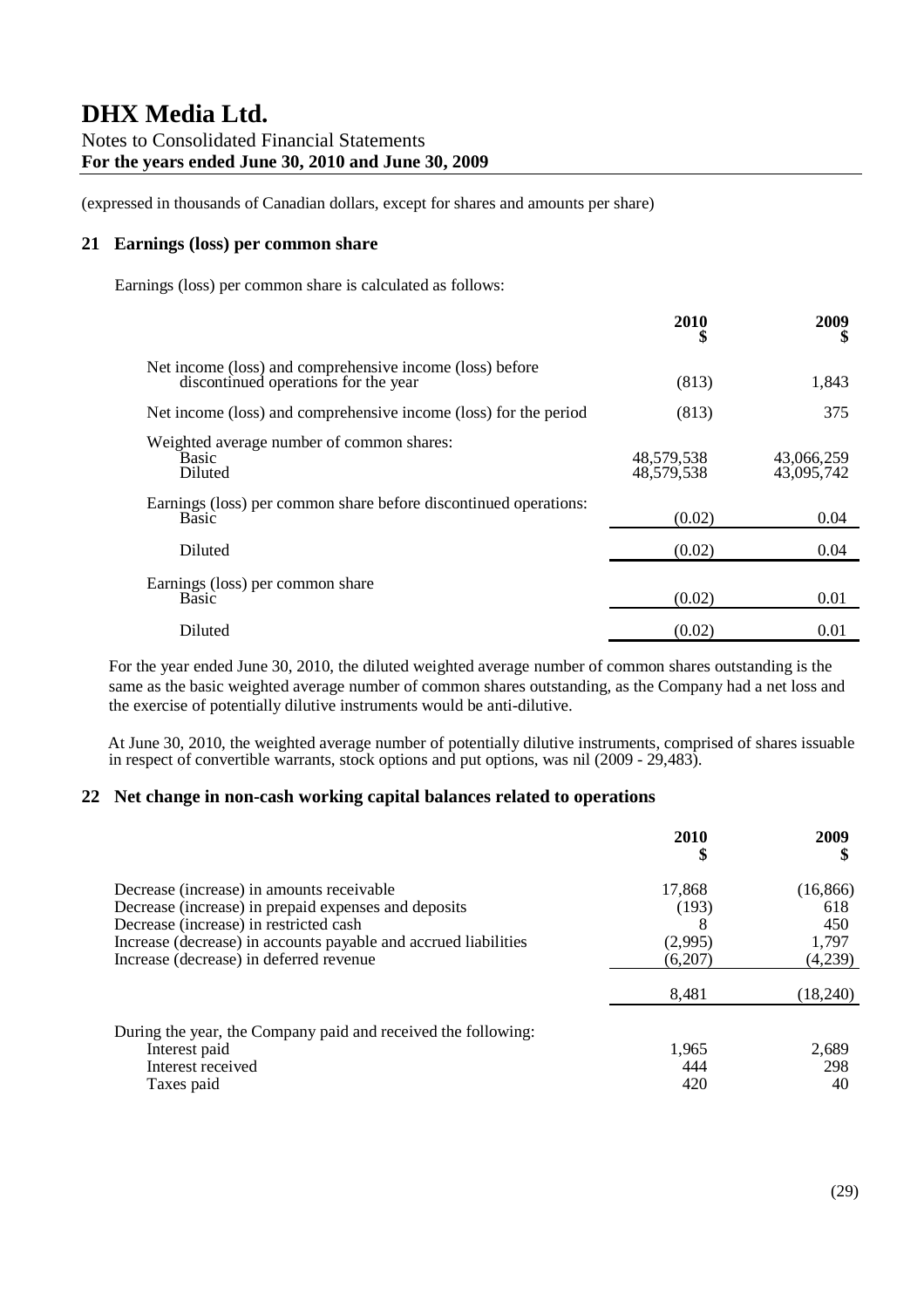(expressed in thousands of Canadian dollars, except for shares and amounts per share)

## 21 Earnings (loss) per common share

Earnings (loss) per common share is calculated as follows:

| | 2010 $ | 2009 $ |
|---|---|---|
| Net income (loss) and comprehensive income (loss) before discontinued operations for the year | (813) | 1,843 |
| Net income (loss) and comprehensive income (loss) for the period | (813) | 375 |
| Weighted average number of common shares: | | |
| Basic | 48,579,538 | 43,066,259 |
| Diluted | 48,579,538 | 43,095,742 |
| Earnings (loss) per common share before discontinued operations: | | |
| Basic | (0.02) | 0.04 |
| Diluted | (0.02) | 0.04 |
| Earnings (loss) per common share | | |
| Basic | (0.02) | 0.01 |
| Diluted | (0.02) | 0.01 |

For the year ended June 30, 2010, the diluted weighted average number of common shares outstanding is the same as the basic weighted average number of common shares outstanding, as the Company had a net loss and the exercise of potentially dilutive instruments would be anti-dilutive.

At June 30, 2010, the weighted average number of potentially dilutive instruments, comprised of shares issuable in respect of convertible warrants, stock options and put options, was nil (2009 - 29,483).

## 22 Net change in non-cash working capital balances related to operations

| | 2010 $ | 2009 $ |
|---|---|---|
| Decrease (increase) in amounts receivable | 17,868 | (16,866) |
| Decrease (increase) in prepaid expenses and deposits | (193) | 618 |
| Decrease (increase) in restricted cash | 8 | 450 |
| Increase (decrease) in accounts payable and accrued liabilities | (2,995) | 1,797 |
| Increase (decrease) in deferred revenue | (6,207) | (4,239) |
| | 8,481 | (18,240) |
| During the year, the Company paid and received the following: | | |
| Interest paid | 1,965 | 2,689 |
| Interest received | 444 | 298 |
| Taxes paid | 420 | 40 |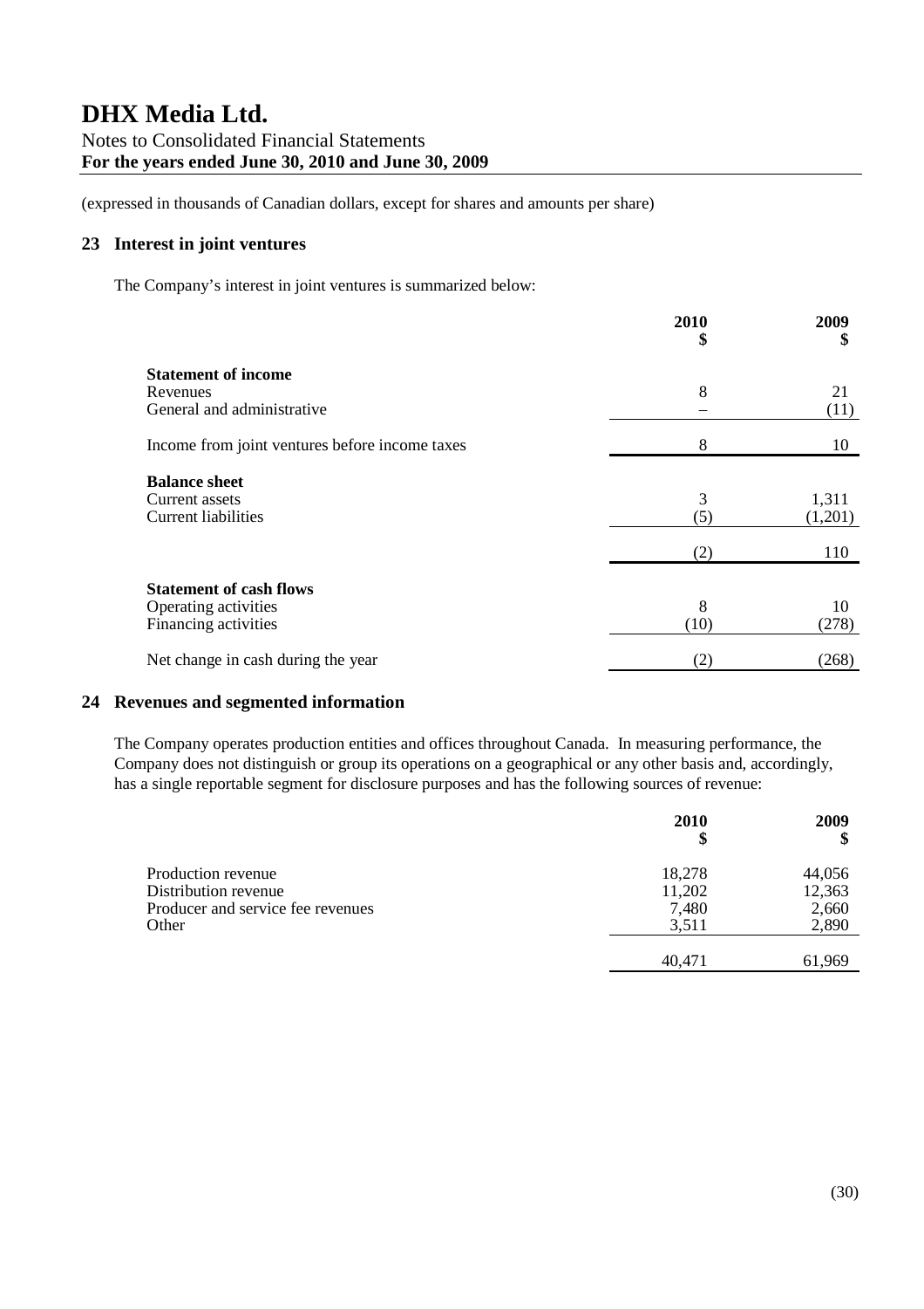# DHX Media Ltd.

Notes to Consolidated Financial Statements
**For the years ended June 30, 2010 and June 30, 2009**

(expressed in thousands of Canadian dollars, except for shares and amounts per share)

## 23 Interest in joint ventures

The Company's interest in joint ventures is summarized below:

| | 2010 $ | 2009 $ |
|---|---|---|
| **Statement of income** | | |
| Revenues | 8 | 21 |
| General and administrative | – | (11) |
| Income from joint ventures before income taxes | 8 | 10 |
| **Balance sheet** | | |
| Current assets | 3 | 1,311 |
| Current liabilities | (5) | (1,201) |
| | (2) | 110 |
| **Statement of cash flows** | | |
| Operating activities | 8 | 10 |
| Financing activities | (10) | (278) |
| Net change in cash during the year | (2) | (268) |

## 24 Revenues and segmented information

The Company operates production entities and offices throughout Canada. In measuring performance, the Company does not distinguish or group its operations on a geographical or any other basis and, accordingly, has a single reportable segment for disclosure purposes and has the following sources of revenue:

| | 2010 $ | 2009 $ |
|---|---|---|
| Production revenue | 18,278 | 44,056 |
| Distribution revenue | 11,202 | 12,363 |
| Producer and service fee revenues | 7,480 | 2,660 |
| Other | 3,511 | 2,890 |
| | 40,471 | 61,969 |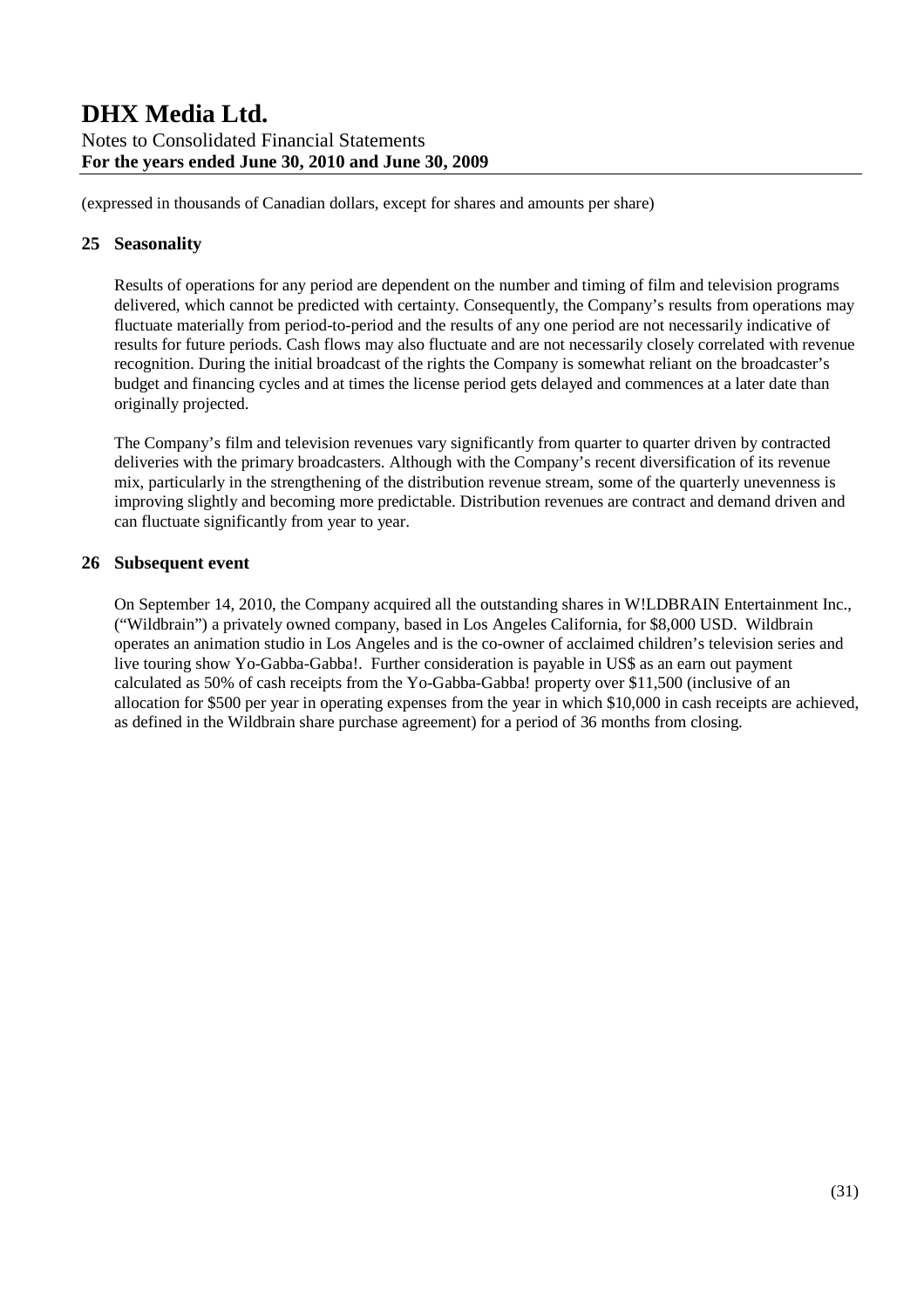(expressed in thousands of Canadian dollars, except for shares and amounts per share)

## 25 Seasonality

Results of operations for any period are dependent on the number and timing of film and television programs delivered, which cannot be predicted with certainty. Consequently, the Company's results from operations may fluctuate materially from period-to-period and the results of any one period are not necessarily indicative of results for future periods. Cash flows may also fluctuate and are not necessarily closely correlated with revenue recognition. During the initial broadcast of the rights the Company is somewhat reliant on the broadcaster's budget and financing cycles and at times the license period gets delayed and commences at a later date than originally projected.

The Company's film and television revenues vary significantly from quarter to quarter driven by contracted deliveries with the primary broadcasters. Although with the Company's recent diversification of its revenue mix, particularly in the strengthening of the distribution revenue stream, some of the quarterly unevenness is improving slightly and becoming more predictable. Distribution revenues are contract and demand driven and can fluctuate significantly from year to year.

## 26 Subsequent event

On September 14, 2010, the Company acquired all the outstanding shares in W!LDBRAIN Entertainment Inc., ("Wildbrain") a privately owned company, based in Los Angeles California, for $8,000 USD. Wildbrain operates an animation studio in Los Angeles and is the co-owner of acclaimed children's television series and live touring show Yo-Gabba-Gabba!. Further consideration is payable in US$ as an earn out payment calculated as 50% of cash receipts from the Yo-Gabba-Gabba! property over $11,500 (inclusive of an allocation for $500 per year in operating expenses from the year in which $10,000 in cash receipts are achieved, as defined in the Wildbrain share purchase agreement) for a period of 36 months from closing.